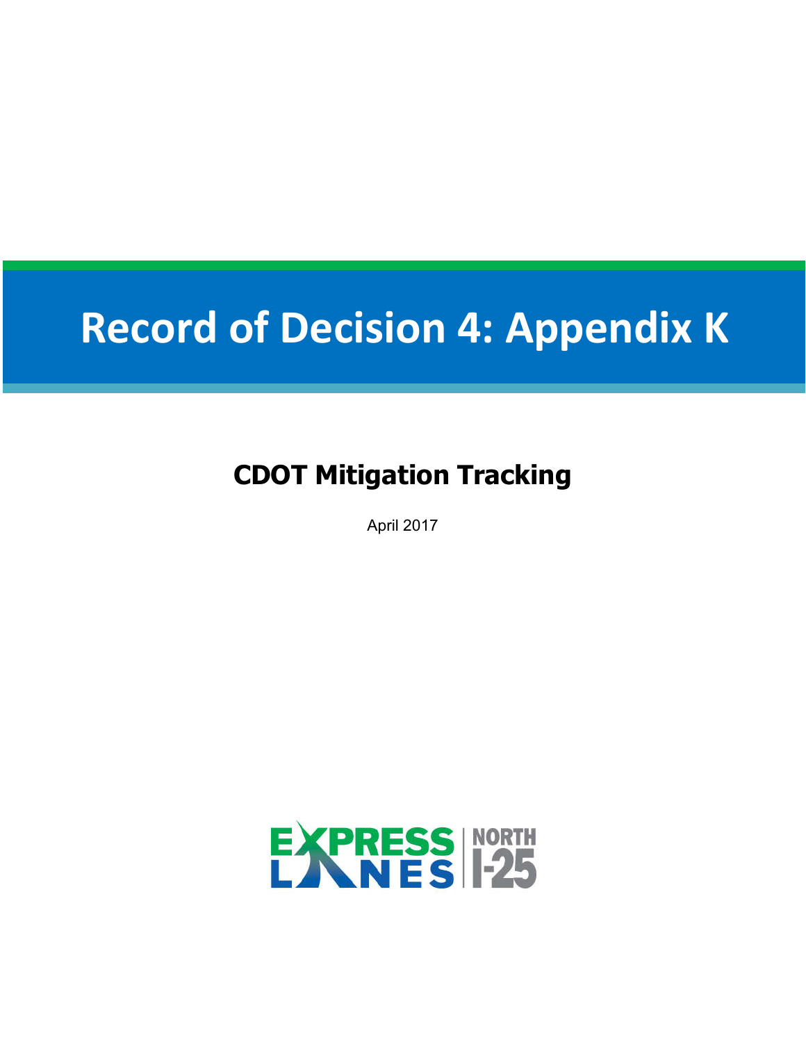# Record of Decision 4: Appendix K

## CDOT Mitigation Tracking

April 2017

EXPRESS LANES | NORTH I-25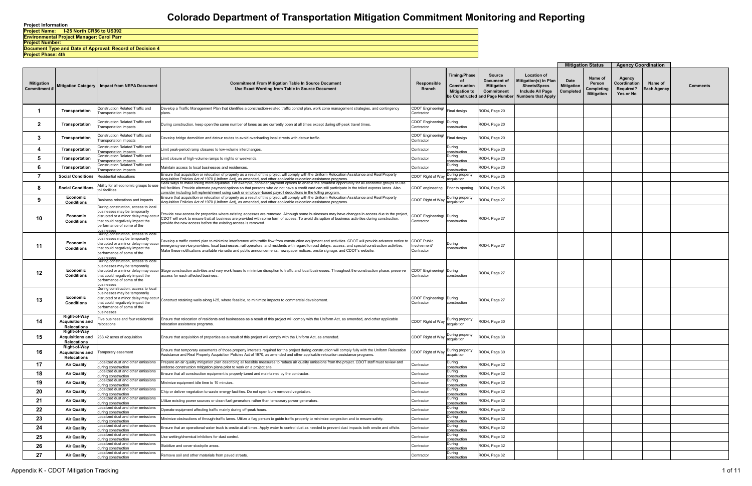# Colorado Department of Transportation Mitigation Commitment Monitoring and Reporting

**Project Information**

**Project Name: I-25 North CR56 to US392**

**Environmental Project Manager: Carol Parr**

**Project Number:**

**Document Type and Date of Approval: Record of Decision 4**

**Project Phase: 4th**

| Mitigation Commitment # | Mitigation Category | Impact from NEPA Document | Commitment From Mitigation Table In Source Document Use Exact Wording from Table in Source Document | Responsible Branch | Timing/Phase of Construction Mitigation to be Constructed | Source Document of Mitigation Commitment and Page Number | Location of Mitigation(s) in Plan Sheets/Specs Include All Page Numbers that Apply | Mitigation Status | | Agency Coordination | | Comments |
|---|---|---|---|---|---|---|---|---|---|---|---|---|
| | | | | | | | | Date Mitigation Completed | Name of Person Completing Mitigation | Agency Coordination Required? Yes or No | Name of Each Agency | |
| 1 | Transportation | Construction Related Traffic and Transportation Impacts | Develop a Traffic Management Plan that identifies a construction-related traffic control plan, work zone management strategies, and contingency plans. | CDOT Engineering/ Contractor | Final design | ROD4, Page 20 | | | | | | |
| 2 | Transportation | Construction Related Traffic and Transportation Impacts | During construction, keep open the same number of lanes as are currently open at all times except during off-peak travel times. | CDOT Engineering/ Contractor | During construction | ROD4, Page 20 | | | | | | |
| 3 | Transportation | Construction Related Traffic and Transportation Impacts | Develop bridge demolition and detour routes to avoid overloading local streets with detour traffic. | CDOT Engineering/ Contractor | Final design | ROD4, Page 20 | | | | | | |
| 4 | Transportation | Construction Related Traffic and Transportation Impacts | Limit peak-period ramp closures to low-volume interchanges. | Contractor | During construction | ROD4, Page 20 | | | | | | |
| 5 | Transportation | Construction Related Traffic and Transportation Impacts | Limit closure of high-volume ramps to nights or weekends. | Contractor | During construction | ROD4, Page 20 | | | | | | |
| 6 | Transportation | Construction Related Traffic and Transportation Impacts | Maintain access to local businesses and residences. | Contractor | During construction | ROD4, Page 20 | | | | | | |
| 7 | Social Conditions | Residential relocations | Ensure that acquisition or relocation of property as a result of this project will comply with the Uniform Relocation Assistance and Real Property Acquisition Policies Act of 1970 (Uniform Act), as amended, and other applicable relocation assistance programs. | CDOT Right of Way | During property acquisition | ROD4, Page 25 | | | | | | |
| 8 | Social Conditions | Ability for all economic groups to use toll facilities | Seek ways to make tolling more equitable. For example, consider payment options to enable the broadest opportunity for all economic groups to use toll facilities. Provide alternate payment options so that persons who do not have a credit card can still participate in the tolled express lanes. Also consider including toll replenishment using cash or employer-based payroll deductions in the tolling program. | CDOT engineering | Prior to opening | ROD4, Page 25 | | | | | | |
| 9 | Economic Conditions | Business relocations and impacts | Ensure that acquisition or relocation of property as a result of this project will comply with the Uniform Relocation Assistance and Real Property Acquisition Policies Act of 1970 (Uniform Act), as amended, and other applicable relocation assistance programs. | CDOT Right of Way | During property acquisition | ROD4, Page 27 | | | | | | |
| 10 | Economic Conditions | During construction, access to local businesses may be temporarily disrupted or a minor delay may occur that could negatively impact the performance of some of the businesses | Provide new access for properties where existing accesses are removed. Although some businesses may have changes in access due to the project, CDOT will work to ensure that all businesses are provided with some form of access. To avoid disruption of business activities during construction, provide the new access before the existing access is removed. | CDOT Engineering/ Contractor | During construction | ROD4, Page 27 | | | | | | |
| 11 | Economic Conditions | During construction, access to local businesses may be temporarily disrupted or a minor delay may occur that could negatively impact the performance of some of the businesses | Develop a traffic control plan to minimize interference with traffic flow from construction equipment and activities. CDOT will provide advance notice to emergency service providers, local businesses, rail operators, and residents with regard to road delays, access, and special construction activities. Make these notifications available via radio and public announcements, newspaper notices, onsite signage, and CDOT's website. | CDOT Public Involvement/ Contractor | During construction | ROD4, Page 27 | | | | | | |
| 12 | Economic Conditions | During construction, access to local businesses may be temporarily disrupted or a minor delay may occur that could negatively impact the performance of some of the businesses | Stage construction activities and vary work hours to minimize disruption to traffic and local businesses. Throughout the construction phase, preserve access for each affected business. | CDOT Engineering/ Contractor | During construction | ROD4, Page 27 | | | | | | |
| 13 | Economic Conditions | During construction, access to local businesses may be temporarily disrupted or a minor delay may occur that could negatively impact the performance of some of the businesses | Construct retaining walls along I-25, where feasible, to minimize impacts to commercial development. | CDOT Engineering/ Contractor | During construction | ROD4, Page 27 | | | | | | |
| 14 | Right-of-Way Acquisitions and Relocations | Five business and four residential relocations | Ensure that relocation of residents and businesses as a result of this project will comply with the Uniform Act, as amended, and other applicable relocation assistance programs. | CDOT Right of Way | During property acquisition | ROD4, Page 30 | | | | | | |
| 15 | Right-of-Way Acquisitions and Relocations | 233.42 acres of acquisition | Ensure that acquisition of properties as a result of this project will comply with the Uniform Act, as amended. | CDOT Right of Way | During property acquisition | ROD4, Page 30 | | | | | | |
| 16 | Right-of-Way Acquisitions and Relocations | Temporary easement | Ensure that temporary easements of those property interests required for the project during construction will comply fully with the Uniform Relocation Assistance and Real Property Acquisition Policies Act of 1970, as amended and other applicable relocation assistance programs. | CDOT Right of Way | During property acquisition | ROD4, Page 30 | | | | | | |
| 17 | Air Quality | Localized dust and other emissions during construction | Prepare an air quality mitigation plan describing all feasible measures to reduce air quality emissions from the project. CDOT staff must review and endorse construction mitigation plans prior to work on a project site. | Contractor | During construction | ROD4, Page 32 | | | | | | |
| 18 | Air Quality | Localized dust and other emissions during construction | Ensure that all construction equipment is properly tuned and maintained by the contractor. | Contractor | During construction | ROD4, Page 32 | | | | | | |
| 19 | Air Quality | Localized dust and other emissions during construction | Minimize equipment idle time to 10 minutes. | Contractor | During construction | ROD4, Page 32 | | | | | | |
| 20 | Air Quality | Localized dust and other emissions during construction | Chip or deliver vegetation to waste energy facilities. Do not open burn removed vegetation. | Contractor | During construction | ROD4, Page 32 | | | | | | |
| 21 | Air Quality | Localized dust and other emissions during construction | Utilize existing power sources or clean fuel generators rather than temporary power generators. | Contractor | During construction | ROD4, Page 32 | | | | | | |
| 22 | Air Quality | Localized dust and other emissions during construction | Operate equipment affecting traffic mainly during off-peak hours. | Contractor | During construction | ROD4, Page 32 | | | | | | |
| 23 | Air Quality | Localized dust and other emissions during construction | Minimize obstructions of through-traffic lanes. Utilize a flag person to guide traffic properly to minimize congestion and to ensure safety. | Contractor | During construction | ROD4, Page 32 | | | | | | |
| 24 | Air Quality | Localized dust and other emissions during construction | Ensure that an operational water truck is onsite at all times. Apply water to control dust as needed to prevent dust impacts both onsite and offsite. | Contractor | During construction | ROD4, Page 32 | | | | | | |
| 25 | Air Quality | Localized dust and other emissions during construction | Use wetting/chemical inhibitors for dust control. | Contractor | During construction | ROD4, Page 32 | | | | | | |
| 26 | Air Quality | Localized dust and other emissions during construction | Stabilize and cover stockpile areas. | Contractor | During construction | ROD4, Page 32 | | | | | | |
| 27 | Air Quality | Localized dust and other emissions during construction | Remove soil and other materials from paved streets. | Contractor | During construction | ROD4, Page 32 | | | | | | |

Appendix K - CDOT Mitigation Tracking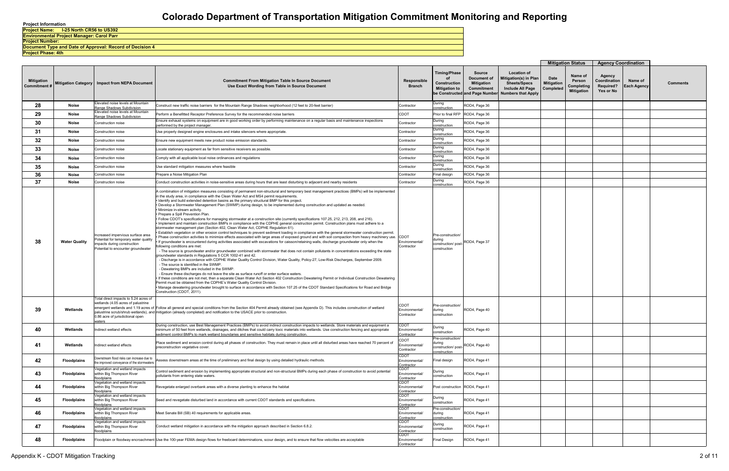# Colorado Department of Transportation Mitigation Commitment Monitoring and Reporting

**Project Information**

**Project Name: I-25 North CR56 to US392**

**Environmental Project Manager: Carol Parr**

**Project Number:**

**Document Type and Date of Approval: Record of Decision 4**

**Project Phase: 4th**

| Mitigation Commitment # | Mitigation Category | Impact from NEPA Document | Commitment From Mitigation Table In Source Document Use Exact Wording from Table in Source Document | Responsible Branch | Timing/Phase of Construction Mitigation to be Constructed | Source Document of Mitigation Commitment and Page Number | Location of Mitigation(s) in Plan Sheets/Specs Include All Page Numbers that Apply | Mitigation Status: Date Mitigation Completed | Mitigation Status: Name of Person Completing Mitigation | Agency Coordination: Agency Coordination Required? Yes or No | Agency Coordination: Name of Each Agency | Comments |
|---|---|---|---|---|---|---|---|---|---|---|---|---|
| 28 | Noise | Elevated noise levels at Mountain Range Shadows Subdivision | Construct new traffic noise barriers for the Mountain Range Shadows neighborhood (12 feet to 20-feet barrier) | Contractor | During construction | ROD4, Page 36 | | | | | | |
| 29 | Noise | Elevated noise levels at Mountain Range Shadows Subdivision | Perform a Benefitted Receptor Preference Survey for the recommended noise barriers | CDOT | Prior to final RFP | ROD4, Page 36 | | | | | | |
| 30 | Noise | Construction noise | Ensure exhaust systems on equipment are in good working order by performing maintenance on a regular basis and maintenance inspections performed by the project manager. | Contractor | During construction | ROD4, Page 36 | | | | | | |
| 31 | Noise | Construction noise | Use properly designed engine enclosures and intake silencers where appropriate. | Contractor | During construction | ROD4, Page 36 | | | | | | |
| 32 | Noise | Construction noise | Ensure new equipment meets new product noise emission standards. | Contractor | During construction | ROD4, Page 36 | | | | | | |
| 33 | Noise | Construction noise | Locate stationary equipment as far from sensitive receivers as possible. | Contractor | During construction | ROD4, Page 36 | | | | | | |
| 34 | Noise | Construction noise | Comply with all applicable local noise ordinances and regulations | Contractor | During construction | ROD4, Page 36 | | | | | | |
| 35 | Noise | Construction noise | Use standard mitigation measures where feasible | Contractor | During construction | ROD4, Page 36 | | | | | | |
| 36 | Noise | Construction noise | Prepare a Noise Mitigation Plan | Contractor | Final design | ROD4, Page 36 | | | | | | |
| 37 | Noise | Construction noise | Conduct construction activities in noise-sensitive areas during hours that are least disturbing to adjacent and nearby residents | Contractor | During construction | ROD4, Page 36 | | | | | | |
| 38 | Water Quality | Increased impervious surface area<br>Potential for temporary water quality impacts during construction<br>Potential to encounter groundwater | A combination of mitigation measures consisting of permanent non-structural and temporary best management practices (BMPs) will be implemented in the study area, in compliance with the Clean Water Act and MS4 permit requirements.<br>• Identify and build extended detention basins as the primary structural BMP for this project.<br>• Develop a Stormwater Management Plan (SWMP) during design, to be implemented during construction and updated as needed.<br>• Minimize in-stream activity.<br>• Prepare a Spill Prevention Plan.<br>• Follow CDOT's specifications for managing stormwater at a construction site (currently specifications 107.25, 212, 213, 208, and 216).<br>• Implement and maintain construction BMPs in compliance with the CDPHE general construction permit. Construction plans must adhere to a stormwater management plan (Section 402, Clean Water Act, CDPHE Regulation 61).<br>• Establish vegetation or other erosion control techniques to prevent sediment loading in compliance with the general stormwater construction permit.<br>• Phase construction activities to minimize effects associated with large areas of exposed ground and with soil compaction from heavy machinery use.<br>• If groundwater is encountered during activities associated with excavations for caisson/retaining walls, discharge groundwater only when the following conditions are met:<br>- The source is groundwater and/or groundwater combined with stormwater that does not contain pollutants in concentrations exceeding the state groundwater standards in Regulations 5 CCR 1002-41 and 42.<br>- Discharge is in accordance with CDPHE Water Quality Control Division, Water Quality, Policy-27, Low-Risk Discharges, September 2009.<br>- The source is identified in the SWMP.<br>- Dewatering BMPs are included in the SWMP.<br>- Ensure these discharges do not leave the site as surface runoff or enter surface waters.<br>• If these conditions are not met, then a separate Clean Water Act Section 402 Construction Dewatering Permit or Individual Construction Dewatering Permit must be obtained from the CDPHE's Water Quality Control Division.<br>• Manage dewatering groundwater brought to surface in accordance with Section 107.25 of the CDOT Standard Specifications for Road and Bridge Construction (CDOT, 2011). | CDOT Environmental/ Contractor | Pre-construction/ during construction/ post-construction | ROD4, Page 37 | | | | | | |
| 39 | Wetlands | Total direct impacts to 5.24 acres of wetlands (4.05 acres of palustrine emergent wetlands and 1.19 acres of palustrine scrub/shrub wetlands), and 0.86 acre of jurisdictional open waters | Follow all general and special conditions from the Section 404 Permit already obtained (see Appendix D). This includes construction of wetland mitigation (already completed) and notification to the USACE prior to construction. | CDOT Environmental/ Contractor | Pre-construction/ during construction | ROD4, Page 40 | | | | | | |
| 40 | Wetlands | Indirect wetland effects | During construction, use Best Management Practices (BMPs) to avoid indirect construction impacts to wetlands. Store materials and equipment a minimum of 50 feet from wetlands, drainages, and ditches that could carry toxic materials into wetlands. Use construction fencing and appropriate sediment control BMPs to mark wetland boundaries and sensitive habitats during construction. | CDOT Environmental/ Contractor | During construction | ROD4, Page 40 | | | | | | |
| 41 | Wetlands | Indirect wetland effects | Place sediment and erosion control during all phases of construction. They must remain in place until all disturbed areas have reached 70 percent of preconstruction vegetative cover. | CDOT Environmental/ Contractor | Pre-construction/ during construction/ post-construction | ROD4, Page 40 | | | | | | |
| 42 | Floodplains | Downstream flood risks can increase due to the improved conveyance of the stormwaters | Assess downstream areas at the time of preliminary and final design by using detailed hydraulic methods. | CDOT Environmental/ Contractor | Final design | ROD4, Page 41 | | | | | | |
| 43 | Floodplains | Vegetation and wetland impacts within Big Thompson River floodplains | Control sediment and erosion by implementing appropriate structural and non-structural BMPs during each phase of construction to avoid potential pollutants from entering state waters. | CDOT Environmental/ Contractor | During construction | ROD4, Page 41 | | | | | | |
| 44 | Floodplains | Vegetation and wetland impacts within Big Thompson River floodplains | Revegetate enlarged overbank areas with a diverse planting to enhance the habitat | CDOT Environmental/ Contractor | Post construction | ROD4, Page 41 | | | | | | |
| 45 | Floodplains | Vegetation and wetland impacts within Big Thompson River floodplains | Seed and revegetate disturbed land in accordance with current CDOT standards and specifications. | CDOT Environmental/ Contractor | During construction | ROD4, Page 41 | | | | | | |
| 46 | Floodplains | Vegetation and wetland impacts within Big Thompson River floodplains | Meet Senate Bill (SB) 40 requirements for applicable areas. | CDOT Environmental/ Contractor | Pre-construction/ during construction | ROD4, Page 41 | | | | | | |
| 47 | Floodplains | Vegetation and wetland impacts within Big Thompson River floodplains | Conduct wetland mitigation in accordance with the mitigation approach described in Section 6.8.2. | CDOT Environmental/ Contractor | During construction | ROD4, Page 41 | | | | | | |
| 48 | Floodplains | Floodplain or floodway encroachment | Use the 100-year FEMA design flows for freeboard determinations, scour design, and to ensure that flow velocities are acceptable | CDOT Environmental/ Contractor | Final Design | ROD4, Page 41 | | | | | | |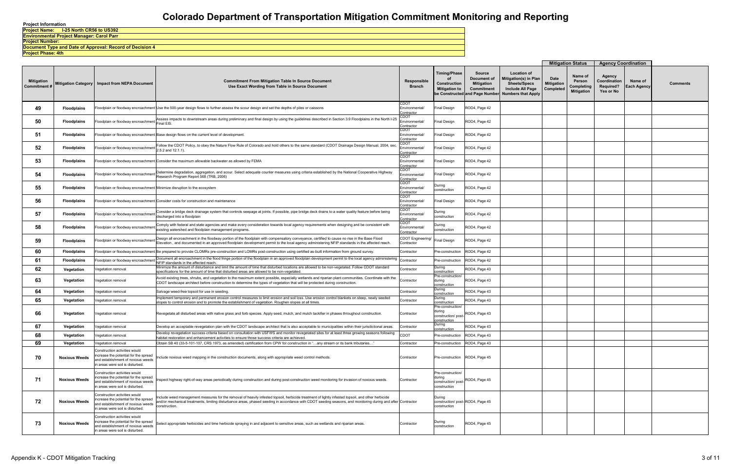# Colorado Department of Transportation Mitigation Commitment Monitoring and Reporting

**Project Information**

**Project Name: I-25 North CR56 to US392**

**Environmental Project Manager: Carol Parr**

**Project Number:**

**Document Type and Date of Approval: Record of Decision 4**

**Project Phase: 4th**

| Mitigation Commitment # | Mitigation Category | Impact from NEPA Document | Commitment From Mitigation Table In Source Document Use Exact Wording from Table in Source Document | Responsible Branch | Timing/Phase of Construction Mitigation to be Constructed | Source Document of Mitigation Commitment and Page Number | Location of Mitigation(s) in Plan Sheets/Specs Include All Page Numbers that Apply | Mitigation Status: Date Mitigation Completed | Mitigation Status: Name of Person Completing Mitigation | Agency Coordination: Agency Coordination Required? Yes or No | Agency Coordination: Name of Each Agency | Comments |
|---|---|---|---|---|---|---|---|---|---|---|---|---|
| 49 | Floodplains | Floodplain or floodway encroachment | Use the 500-year design flows to further assess the scour design and set the depths of piles or caissons | CDOT Environmental/ Contractor | Final Design | ROD4, Page 42 | | | | | | |
| 50 | Floodplains | Floodplain or floodway encroachment | Assess impacts to downstream areas during preliminary and final design by using the guidelines described in Section 3.9 Floodplains in the North I-25 Final EIS. | CDOT Environmental/ Contractor | Final Design | ROD4, Page 42 | | | | | | |
| 51 | Floodplains | Floodplain or floodway encroachment | Base design flows on the current level of development. | CDOT Environmental/ Contractor | Final Design | ROD4, Page 42 | | | | | | |
| 52 | Floodplains | Floodplain or floodway encroachment | Follow the CDOT Policy, to obey the Nature Flow Rule of Colorado and hold others to the same standard (CDOT Drainage Design Manual, 2004, sec. 2.5.2 and 12.1.1). | CDOT Environmental/ Contractor | Final Design | ROD4, Page 42 | | | | | | |
| 53 | Floodplains | Floodplain or floodway encroachment | Consider the maximum allowable backwater as allowed by FEMA | CDOT Environmental/ Contractor | Final Design | ROD4, Page 42 | | | | | | |
| 54 | Floodplains | Floodplain or floodway encroachment | Determine degradation, aggregation, and scour. Select adequate counter measures using criteria established by the National Cooperative Highway Research Program Report 568 (TRB, 2006) | CDOT Environmental/ Contractor | Final Design | ROD4, Page 42 | | | | | | |
| 55 | Floodplains | Floodplain or floodway encroachment | Minimize disruption to the ecosystem | CDOT Environmental/ Contractor | During construction | ROD4, Page 42 | | | | | | |
| 56 | Floodplains | Floodplain or floodway encroachment | Consider costs for construction and maintenance | CDOT Environmental/ Contractor | Final Design | ROD4, Page 42 | | | | | | |
| 57 | Floodplains | Floodplain or floodway encroachment | Consider a bridge deck drainage system that controls seepage at joints. If possible, pipe bridge deck drains to a water quality feature before being discharged into a floodplain | CDOT Environmental/ Contractor | During construction | ROD4, Page 42 | | | | | | |
| 58 | Floodplains | Floodplain or floodway encroachment | Comply with federal and state agencies and make every consideration towards local agency requirements when designing and be consistent with existing watershed and floodplain management programs. | CDOT Environmental/ Contractor | During construction | ROD4, Page 42 | | | | | | |
| 59 | Floodplains | Floodplain or floodway encroachment | Design all encroachment in the floodway portion of the floodplain with compensatory conveyance, certified to cause no rise in the Base Flood Elevation , and documented in an approved floodplain development permit to the local agency administering NFIP standards in the affected reach. | CDOT Engineering/ Contractor | Final Design | ROD4, Page 42 | | | | | | |
| 60 | Floodplains | Floodplain or floodway encroachment | Be prepared to provide CLOMRs pre-construction and LOMRs post-construction using certified as-built information from ground survey. | Contractor | Pre-construction | ROD4, Page 42 | | | | | | |
| 61 | Floodplains | Floodplain or floodway encroachment | Document all encroachment in the flood fringe portion of the floodplain in an approved floodplain development permit to the local agency administering NFIP standards in the affected reach. | Contractor | Pre-construction | ROD4, Page 42 | | | | | | |
| 62 | Vegetation | Vegetation removal | Minimize the amount of disturbance and limit the amount of time that disturbed locations are allowed to be non-vegetated. Follow CDOT standard specifications for the amount of time that disturbed areas are allowed to be non-vegetated. | Contractor | During construction | ROD4, Page 43 | | | | | | |
| 63 | Vegetation | Vegetation removal | Avoid existing trees, shrubs, and vegetation to the maximum extent possible, especially wetlands and riparian plant communities. Coordinate with the CDOT landscape architect before construction to determine the types of vegetation that will be protected during construction. | Contractor | Pre-construction/ during construction | ROD4, Page 43 | | | | | | |
| 64 | Vegetation | Vegetation removal | Salvage weed-free topsoil for use in seeding. | Contractor | During construction | ROD4, Page 43 | | | | | | |
| 65 | Vegetation | Vegetation removal | Implement temporary and permanent erosion control measures to limit erosion and soil loss. Use erosion control blankets on steep, newly seeded slopes to control erosion and to promote the establishment of vegetation. Roughen slopes at all times. | Contractor | During construction | ROD4, Page 43 | | | | | | |
| 66 | Vegetation | Vegetation removal | Revegetate all disturbed areas with native grass and forb species. Apply seed, mulch, and mulch tackifier in phases throughout construction. | Contractor | Pre-construction/ during construction/ post-construction | ROD4, Page 43 | | | | | | |
| 67 | Vegetation | Vegetation removal | Develop an acceptable revegetation plan with the CDOT landscape architect that is also acceptable to municipalities within their jurisdictional areas. | Contractor | During construction | ROD4, Page 43 | | | | | | |
| 68 | Vegetation | Vegetation removal | Develop revegetation success criteria based on consultation with USFWS and monitor revegetated sites for at least three growing seasons following habitat restoration and enhancement activities to ensure those success criteria are achieved. | CDOT | Pre-construction | ROD4, Page 43 | | | | | | |
| 69 | Vegetation | Vegetation removal | Obtain SB 40 (33-5-101-107, CRS 1973, as amended) certification from CPW for construction in "…any stream or its bank tributaries…" | Contractor | Pre-construction | ROD4, Page 43 | | | | | | |
| 70 | Noxious Weeds | Construction activities would increase the potential for the spread and establishment of noxious weeds in areas were soil is disturbed. | Include noxious weed mapping in the construction documents, along with appropriate weed control methods. | Contractor | Pre-construction | ROD4, Page 45 | | | | | | |
| 71 | Noxious Weeds | Construction activities would increase the potential for the spread and establishment of noxious weeds in areas were soil is disturbed. | Inspect highway right-of-way areas periodically during construction and during post-construction weed monitoring for invasion of noxious weeds. | Contractor | Pre-construction/ during construction/ post-construction | ROD4, Page 45 | | | | | | |
| 72 | Noxious Weeds | Construction activities would increase the potential for the spread and establishment of noxious weeds in areas were soil is disturbed. | Include weed management measures for the removal of heavily infested topsoil, herbicide treatment of lightly infested topsoil, and other herbicide and/or mechanical treatments, limiting disturbance areas, phased seeding in accordance with CDOT seeding seasons, and monitoring during and after construction. | Contractor | During construction/ post-construction | ROD4, Page 45 | | | | | | |
| 73 | Noxious Weeds | Construction activities would increase the potential for the spread and establishment of noxious weeds in areas were soil is disturbed. | Select appropriate herbicides and time herbicide spraying in and adjacent to sensitive areas, such as wetlands and riparian areas. | Contractor | During construction | ROD4, Page 45 | | | | | | |

Appendix K - CDOT Mitigation Tracking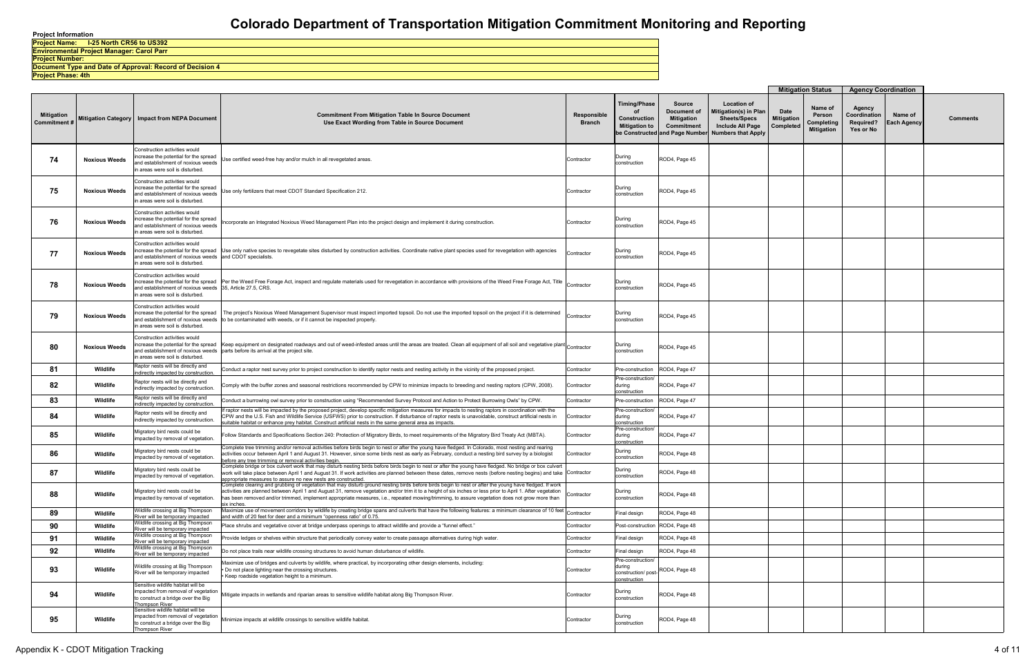# Colorado Department of Transportation Mitigation Commitment Monitoring and Reporting

**Project Information**

**Project Name: I-25 North CR56 to US392**

**Environmental Project Manager: Carol Parr**

**Project Number:**

**Document Type and Date of Approval: Record of Decision 4**

**Project Phase: 4th**

| Mitigation Commitment # | Mitigation Category | Impact from NEPA Document | Commitment From Mitigation Table In Source Document Use Exact Wording from Table in Source Document | Responsible Branch | Timing/Phase of Construction Mitigation to be Constructed | Source Document of Mitigation Commitment and Page Number | Location of Mitigation(s) in Plan Sheets/Specs Include All Page Numbers that Apply | Mitigation Status: Date Mitigation Completed | Mitigation Status: Name of Person Completing Mitigation | Agency Coordination: Agency Coordination Required? Yes or No | Agency Coordination: Name of Each Agency | Comments |
|---|---|---|---|---|---|---|---|---|---|---|---|---|
| 74 | Noxious Weeds | Construction activities would increase the potential for the spread and establishment of noxious weeds in areas were soil is disturbed. | Use certified weed-free hay and/or mulch in all revegetated areas. | Contractor | During construction | ROD4, Page 45 | | | | | | |
| 75 | Noxious Weeds | Construction activities would increase the potential for the spread and establishment of noxious weeds in areas were soil is disturbed. | Use only fertilizers that meet CDOT Standard Specification 212. | Contractor | During construction | ROD4, Page 45 | | | | | | |
| 76 | Noxious Weeds | Construction activities would increase the potential for the spread and establishment of noxious weeds in areas were soil is disturbed. | Incorporate an Integrated Noxious Weed Management Plan into the project design and implement it during construction. | Contractor | During construction | ROD4, Page 45 | | | | | | |
| 77 | Noxious Weeds | Construction activities would increase the potential for the spread and establishment of noxious weeds in areas were soil is disturbed. | Use only native species to revegetate sites disturbed by construction activities. Coordinate native plant species used for revegetation with agencies and CDOT specialists. | Contractor | During construction | ROD4, Page 45 | | | | | | |
| 78 | Noxious Weeds | Construction activities would increase the potential for the spread and establishment of noxious weeds in areas were soil is disturbed. | Per the Weed Free Forage Act, inspect and regulate materials used for revegetation in accordance with provisions of the Weed Free Forage Act, Title 35, Article 27.5, CRS. | Contractor | During construction | ROD4, Page 45 | | | | | | |
| 79 | Noxious Weeds | Construction activities would increase the potential for the spread and establishment of noxious weeds in areas were soil is disturbed. | The project's Noxious Weed Management Supervisor must inspect imported topsoil. Do not use the imported topsoil on the project if it is determined to be contaminated with weeds, or if it cannot be inspected properly. | Contractor | During construction | ROD4, Page 45 | | | | | | |
| 80 | Noxious Weeds | Construction activities would increase the potential for the spread and establishment of noxious weeds in areas were soil is disturbed. | Keep equipment on designated roadways and out of weed-infested areas until the areas are treated. Clean all equipment of all soil and vegetative plant parts before its arrival at the project site. | Contractor | During construction | ROD4, Page 45 | | | | | | |
| 81 | Wildlife | Raptor nests will be directly and indirectly impacted by construction. | Conduct a raptor nest survey prior to project construction to identify raptor nests and nesting activity in the vicinity of the proposed project. | Contractor | Pre-construction | ROD4, Page 47 | | | | | | |
| 82 | Wildlife | Raptor nests will be directly and indirectly impacted by construction. | Comply with the buffer zones and seasonal restrictions recommended by CPW to minimize impacts to breeding and nesting raptors (CPW, 2008). | Contractor | Pre-construction/ during construction | ROD4, Page 47 | | | | | | |
| 83 | Wildlife | Raptor nests will be directly and indirectly impacted by construction. | Conduct a burrowing owl survey prior to construction using "Recommended Survey Protocol and Action to Protect Burrowing Owls" by CPW. | Contractor | Pre-construction | ROD4, Page 47 | | | | | | |
| 84 | Wildlife | Raptor nests will be directly and indirectly impacted by construction. | If raptor nests will be impacted by the proposed project, develop specific mitigation measures for impacts to nesting raptors in coordination with the CPW and the U.S. Fish and Wildlife Service (USFWS) prior to construction. If disturbance of raptor nests is unavoidable, construct artificial nests in suitable habitat or enhance prey habitat. Construct artificial nests in the same general area as impacts. | Contractor | Pre-construction/ during construction | ROD4, Page 47 | | | | | | |
| 85 | Wildlife | Migratory bird nests could be impacted by removal of vegetation. | Follow Standards and Specifications Section 240: Protection of Migratory Birds, to meet requirements of the Migratory Bird Treaty Act (MBTA). | Contractor | Pre-construction/ during construction | ROD4, Page 47 | | | | | | |
| 86 | Wildlife | Migratory bird nests could be impacted by removal of vegetation. | Complete tree trimming and/or removal activities before birds begin to nest or after the young have fledged. In Colorado, most nesting and rearing activities occur between April 1 and August 31. However, since some birds nest as early as February, conduct a nesting bird survey by a biologist before any tree trimming or removal activities begin. | Contractor | During construction | ROD4, Page 48 | | | | | | |
| 87 | Wildlife | Migratory bird nests could be impacted by removal of vegetation. | Complete bridge or box culvert work that may disturb nesting birds before birds begin to nest or after the young have fledged. No bridge or box culvert work will take place between April 1 and August 31. If work activities are planned between these dates, remove nests (before nesting begins) and take appropriate measures to assure no new nests are constructed. | Contractor | During construction | ROD4, Page 48 | | | | | | |
| 88 | Wildlife | Migratory bird nests could be impacted by removal of vegetation. | Complete clearing and grubbing of vegetation that may disturb ground nesting birds before birds begin to nest or after the young have fledged. If work activities are planned between April 1 and August 31, remove vegetation and/or trim it to a height of six inches or less prior to April 1. After vegetation has been removed and/or trimmed, implement appropriate measures, i.e., repeated mowing/trimming, to assure vegetation does not grow more than six inches. | Contractor | During construction | ROD4, Page 48 | | | | | | |
| 89 | Wildlife | Wildlife crossing at Big Thompson River will be temporary impacted | Maximize use of movement corridors by wildlife by creating bridge spans and culverts that have the following features: a minimum clearance of 10 feet and width of 20 feet for deer and a minimum "openness ratio" of 0.75. | Contractor | Final design | ROD4, Page 48 | | | | | | |
| 90 | Wildlife | Wildlife crossing at Big Thompson River will be temporary impacted | Place shrubs and vegetative cover at bridge underpass openings to attract wildlife and provide a "funnel effect." | Contractor | Post-construction | ROD4, Page 48 | | | | | | |
| 91 | Wildlife | Wildlife crossing at Big Thompson River will be temporary impacted | Provide ledges or shelves within structure that periodically convey water to create passage alternatives during high water. | Contractor | Final design | ROD4, Page 48 | | | | | | |
| 92 | Wildlife | Wildlife crossing at Big Thompson River will be temporary impacted | Do not place trails near wildlife crossing structures to avoid human disturbance of wildlife. | Contractor | Final design | ROD4, Page 48 | | | | | | |
| 93 | Wildlife | Wildlife crossing at Big Thompson River will be temporary impacted | Maximize use of bridges and culverts by wildlife, where practical, by incorporating other design elements, including: • Do not place lighting near the crossing structures. • Keep roadside vegetation height to a minimum. | Contractor | Pre-construction/ during construction/ post-construction | ROD4, Page 48 | | | | | | |
| 94 | Wildlife | Sensitive wildlife habitat will be impacted from removal of vegetation to construct a bridge over the Big Thompson River | Mitigate impacts in wetlands and riparian areas to sensitive wildlife habitat along Big Thompson River. | Contractor | During construction | ROD4, Page 48 | | | | | | |
| 95 | Wildlife | Sensitive wildlife habitat will be impacted from removal of vegetation to construct a bridge over the Big Thompson River | Minimize impacts at wildlife crossings to sensitive wildlife habitat. | Contractor | During construction | ROD4, Page 48 | | | | | | |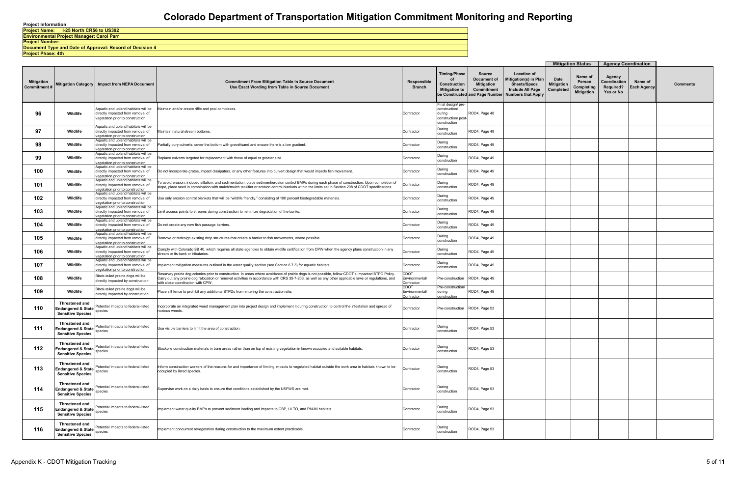# Colorado Department of Transportation Mitigation Commitment Monitoring and Reporting

**Project Information**

**Project Name: I-25 North CR56 to US392**

**Environmental Project Manager: Carol Parr**

**Project Number:**

**Document Type and Date of Approval: Record of Decision 4**

**Project Phase: 4th**

| Mitigation Commitment # | Mitigation Category | Impact from NEPA Document | Commitment From Mitigation Table In Source Document Use Exact Wording from Table in Source Document | Responsible Branch | Timing/Phase of Construction Mitigation to be Constructed | Source Document of Mitigation Commitment and Page Number | Location of Mitigation(s) in Plan Sheets/Specs Include All Page Numbers that Apply | Mitigation Status: Date Mitigation Completed | Mitigation Status: Name of Person Completing Mitigation | Agency Coordination: Agency Coordination Required? Yes or No | Agency Coordination: Name of Each Agency | Comments |
|---|---|---|---|---|---|---|---|---|---|---|---|---|
| 96 | Wildlife | Aquatic and upland habitats will be directly impacted from removal of vegetation prior to construction | Maintain and/or create riffle and pool complexes. | Contractor | Final design/ pre-construction/ during construction/ post-construction | ROD4, Page 48 | | | | | | |
| 97 | Wildlife | Aquatic and upland habitats will be directly impacted from removal of vegetation prior to construction | Maintain natural stream bottoms. | Contractor | During construction | ROD4, Page 48 | | | | | | |
| 98 | Wildlife | Aquatic and upland habitats will be directly impacted from removal of vegetation prior to construction | Partially bury culverts; cover the bottom with gravel/sand and ensure there is a low gradient. | Contractor | During construction | ROD4, Page 49 | | | | | | |
| 99 | Wildlife | Aquatic and upland habitats will be directly impacted from removal of vegetation prior to construction | Replace culverts targeted for replacement with those of equal or greater size. | Contractor | During construction | ROD4, Page 49 | | | | | | |
| 100 | Wildlife | Aquatic and upland habitats will be directly impacted from removal of vegetation prior to construction | Do not incorporate grates, impact dissipaters, or any other features into culvert design that would impede fish movement. | Contractor | During construction | ROD4, Page 49 | | | | | | |
| 101 | Wildlife | Aquatic and upland habitats will be directly impacted from removal of vegetation prior to construction | To avoid erosion, induced siltation, and sedimentation, place sediment/erosion control BMPs during each phase of construction. Upon completion of slope, place seed in combination with mulch/mulch tackifier or erosion control blankets within the limits set in Section 208 of CDOT specifications. | Contractor | During construction | ROD4, Page 49 | | | | | | |
| 102 | Wildlife | Aquatic and upland habitats will be directly impacted from removal of vegetation prior to construction | Use only erosion control blankets that will be "wildlife friendly," consisting of 100 percent biodegradable materials. | Contractor | During construction | ROD4, Page 49 | | | | | | |
| 103 | Wildlife | Aquatic and upland habitats will be directly impacted from removal of vegetation prior to construction | Limit access points to streams during construction to minimize degradation of the banks. | Contractor | During construction | ROD4, Page 49 | | | | | | |
| 104 | Wildlife | Aquatic and upland habitats will be directly impacted from removal of vegetation prior to construction | Do not create any new fish passage barriers. | Contractor | During construction | ROD4, Page 49 | | | | | | |
| 105 | Wildlife | Aquatic and upland habitats will be directly impacted from removal of vegetation prior to construction | Remove or redesign existing drop structures that create a barrier to fish movements, where possible. | Contractor | During construction | ROD4, Page 49 | | | | | | |
| 106 | Wildlife | Aquatic and upland habitats will be directly impacted from removal of vegetation prior to construction | Comply with Colorado SB 40, which requires all state agencies to obtain wildlife certification from CPW when the agency plans construction in any stream or its bank or tributaries. | Contractor | During construction | ROD4, Page 49 | | | | | | |
| 107 | Wildlife | Aquatic and upland habitats will be directly impacted from removal of vegetation prior to construction | Implement mitigation measures outlined in the water quality section (see Section 6.7.3) for aquatic habitats. | Contractor | During construction | ROD4, Page 49 | | | | | | |
| 108 | Wildlife | Black-tailed prairie dogs will be directly impacted by construction | Resurvey prairie dog colonies prior to construction. In areas where avoidance of prairie dogs is not possible, follow CDOT's Impacted BTPD Policy. Carry out any prairie dog relocation or removal activities in accordance with CRS 35-7-203, as well as any other applicable laws or regulations, and with close coordination with CPW. | CDOT Environmental/ Contractor | Pre-construction | ROD4, Page 49 | | | | | | |
| 109 | Wildlife | Black-tailed prairie dogs will be directly impacted by construction | Place silt fence to prohibit any additional BTPDs from entering the construction site. | CDOT Environmental/ Contractor | Pre-construction/ during construction | ROD4, Page 49 | | | | | | |
| 110 | Threatened and Endangered & State Sensitive Species | Potential Impacts to federal-listed species | Incorporate an integrated weed management plan into project design and implement it during construction to control the infestation and spread of noxious weeds. | Contractor | Pre-construction | ROD4, Page 53 | | | | | | |
| 111 | Threatened and Endangered & State Sensitive Species | Potential Impacts to federal-listed species | Use visible barriers to limit the area of construction. | Contractor | During construction | ROD4, Page 53 | | | | | | |
| 112 | Threatened and Endangered & State Sensitive Species | Potential Impacts to federal-listed species | Stockpile construction materials in bare areas rather than on top of existing vegetation in known occupied and suitable habitats. | Contractor | During construction | ROD4, Page 53 | | | | | | |
| 113 | Threatened and Endangered & State Sensitive Species | Potential Impacts to federal-listed species | Inform construction workers of the reasons for and importance of limiting impacts to vegetated habitat outside the work area in habitats known to be occupied by listed species. | Contractor | During construction | ROD4, Page 53 | | | | | | |
| 114 | Threatened and Endangered & State Sensitive Species | Potential Impacts to federal-listed species | Supervise work on a daily basis to ensure that conditions established by the USFWS are met. | Contractor | During construction | ROD4, Page 53 | | | | | | |
| 115 | Threatened and Endangered & State Sensitive Species | Potential Impacts to federal-listed species | Implement water quality BMPs to prevent sediment loading and impacts to CBP, ULTO, and PMJM habitats. | Contractor | During construction | ROD4, Page 53 | | | | | | |
| 116 | Threatened and Endangered & State Sensitive Species | Potential Impacts to federal-listed species | Implement concurrent revegetation during construction to the maximum extent practicable. | Contractor | During construction | ROD4, Page 53 | | | | | | |

Appendix K - CDOT Mitigation Tracking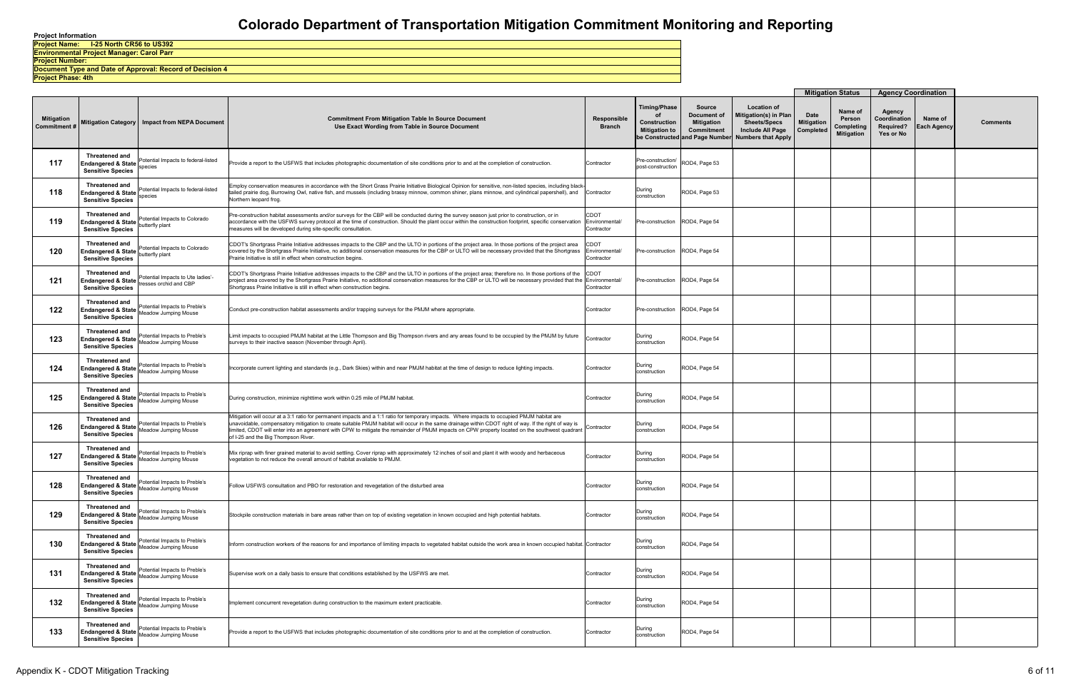# Colorado Department of Transportation Mitigation Commitment Monitoring and Reporting

**Project Information**

**Project Name: I-25 North CR56 to US392**

**Environmental Project Manager: Carol Parr**

**Project Number:**

**Document Type and Date of Approval: Record of Decision 4**

**Project Phase: 4th**

| Mitigation Commitment # | Mitigation Category | Impact from NEPA Document | Commitment From Mitigation Table In Source Document Use Exact Wording from Table in Source Document | Responsible Branch | Timing/Phase of Construction Mitigation to be Constructed | Source Document of Mitigation Commitment and Page Number | Location of Mitigation(s) in Plan Sheets/Specs Include All Page Numbers that Apply | Mitigation Status: Date Mitigation Completed | Mitigation Status: Name of Person Completing Mitigation | Agency Coordination: Agency Coordination Required? Yes or No | Agency Coordination: Name of Each Agency | Comments |
|---|---|---|---|---|---|---|---|---|---|---|---|---|
| 117 | Threatened and Endangered & State Sensitive Species | Potential Impacts to federal-listed species | Provide a report to the USFWS that includes photographic documentation of site conditions prior to and at the completion of construction. | Contractor | Pre-construction/ post-construction | ROD4, Page 53 | | | | | | |
| 118 | Threatened and Endangered & State Sensitive Species | Potential Impacts to federal-listed species | Employ conservation measures in accordance with the Short Grass Prairie Initiative Biological Opinion for sensitive, non-listed species, including black-tailed prairie dog, Burrowing Owl, native fish, and mussels (including brassy minnow, common shiner, plans minnow, and cylindrical papershell), and Northern leopard frog. | Contractor | During construction | ROD4, Page 53 | | | | | | |
| 119 | Threatened and Endangered & State Sensitive Species | Potential Impacts to Colorado butterfly plant | Pre-construction habitat assessments and/or surveys for the CBP will be conducted during the survey season just prior to construction, or in accordance with the USFWS survey protocol at the time of construction. Should the plant occur within the construction footprint, specific conservation measures will be developed during site-specific consultation. | CDOT Environmental/ Contractor | Pre-construction | ROD4, Page 54 | | | | | | |
| 120 | Threatened and Endangered & State Sensitive Species | Potential Impacts to Colorado butterfly plant | CDOT's Shortgrass Prairie Initiative addresses impacts to the CBP and the ULTO in portions of the project area. In those portions of the project area covered by the Shortgrass Prairie Initiative, no additional conservation measures for the CBP or ULTO will be necessary provided that the Shortgrass Prairie Initiative is still in effect when construction begins. | CDOT Environmental/ Contractor | Pre-construction | ROD4, Page 54 | | | | | | |
| 121 | Threatened and Endangered & State Sensitive Species | Potential Impacts to Ute ladies'-tresses orchid and CBP | CDOT's Shortgrass Prairie Initiative addresses impacts to the CBP and the ULTO in portions of the project area; therefore no. In those portions of the project area covered by the Shortgrass Prairie Initiative, no additional conservation measures for the CBP or ULTO will be necessary provided that the Shortgrass Prairie Initiative is still in effect when construction begins. | CDOT Environmental/ Contractor | Pre-construction | ROD4, Page 54 | | | | | | |
| 122 | Threatened and Endangered & State Sensitive Species | Potential Impacts to Preble's Meadow Jumping Mouse | Conduct pre-construction habitat assessments and/or trapping surveys for the PMJM where appropriate. | Contractor | Pre-construction | ROD4, Page 54 | | | | | | |
| 123 | Threatened and Endangered & State Sensitive Species | Potential Impacts to Preble's Meadow Jumping Mouse | Limit impacts to occupied PMJM habitat at the Little Thompson and Big Thompson rivers and any areas found to be occupied by the PMJM by future surveys to their inactive season (November through April). | Contractor | During construction | ROD4, Page 54 | | | | | | |
| 124 | Threatened and Endangered & State Sensitive Species | Potential Impacts to Preble's Meadow Jumping Mouse | Incorporate current lighting and standards (e.g., Dark Skies) within and near PMJM habitat at the time of design to reduce lighting impacts. | Contractor | During construction | ROD4, Page 54 | | | | | | |
| 125 | Threatened and Endangered & State Sensitive Species | Potential Impacts to Preble's Meadow Jumping Mouse | During construction, minimize nighttime work within 0.25 mile of PMJM habitat. | Contractor | During construction | ROD4, Page 54 | | | | | | |
| 126 | Threatened and Endangered & State Sensitive Species | Potential Impacts to Preble's Meadow Jumping Mouse | Mitigation will occur at a 3:1 ratio for permanent impacts and a 1:1 ratio for temporary impacts. Where impacts to occupied PMJM habitat are unavoidable, compensatory mitigation to create suitable PMJM habitat will occur in the same drainage within CDOT right of way. If the right of way is limited, CDOT will enter into an agreement with CPW to mitigate the remainder of PMJM impacts on CPW property located on the southwest quadrant of I-25 and the Big Thompson River. | Contractor | During construction | ROD4, Page 54 | | | | | | |
| 127 | Threatened and Endangered & State Sensitive Species | Potential Impacts to Preble's Meadow Jumping Mouse | Mix riprap with finer grained material to avoid settling. Cover riprap with approximately 12 inches of soil and plant it with woody and herbaceous vegetation to not reduce the overall amount of habitat available to PMJM. | Contractor | During construction | ROD4, Page 54 | | | | | | |
| 128 | Threatened and Endangered & State Sensitive Species | Potential Impacts to Preble's Meadow Jumping Mouse | Follow USFWS consultation and PBO for restoration and revegetation of the disturbed area | Contractor | During construction | ROD4, Page 54 | | | | | | |
| 129 | Threatened and Endangered & State Sensitive Species | Potential Impacts to Preble's Meadow Jumping Mouse | Stockpile construction materials in bare areas rather than on top of existing vegetation in known occupied and high potential habitats. | Contractor | During construction | ROD4, Page 54 | | | | | | |
| 130 | Threatened and Endangered & State Sensitive Species | Potential Impacts to Preble's Meadow Jumping Mouse | Inform construction workers of the reasons for and importance of limiting impacts to vegetated habitat outside the work area in known occupied habitat. | Contractor | During construction | ROD4, Page 54 | | | | | | |
| 131 | Threatened and Endangered & State Sensitive Species | Potential Impacts to Preble's Meadow Jumping Mouse | Supervise work on a daily basis to ensure that conditions established by the USFWS are met. | Contractor | During construction | ROD4, Page 54 | | | | | | |
| 132 | Threatened and Endangered & State Sensitive Species | Potential Impacts to Preble's Meadow Jumping Mouse | Implement concurrent revegetation during construction to the maximum extent practicable. | Contractor | During construction | ROD4, Page 54 | | | | | | |
| 133 | Threatened and Endangered & State Sensitive Species | Potential Impacts to Preble's Meadow Jumping Mouse | Provide a report to the USFWS that includes photographic documentation of site conditions prior to and at the completion of construction. | Contractor | During construction | ROD4, Page 54 | | | | | | |

Appendix K - CDOT Mitigation Tracking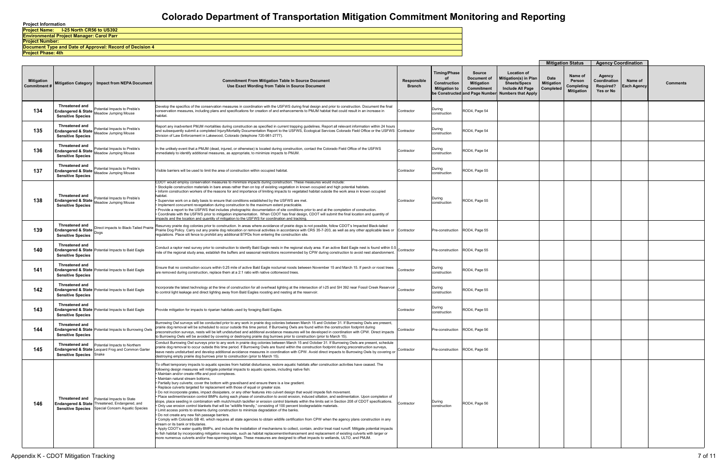# Colorado Department of Transportation Mitigation Commitment Monitoring and Reporting

**Project Information**

**Project Name: I-25 North CR56 to US392**

**Environmental Project Manager: Carol Parr**

**Project Number:**

**Document Type and Date of Approval: Record of Decision 4**

**Project Phase: 4th**

| Mitigation Commitment # | Mitigation Category | Impact from NEPA Document | Commitment From Mitigation Table In Source Document Use Exact Wording from Table in Source Document | Responsible Branch | Timing/Phase of Construction Mitigation to be Constructed | Source Document of Mitigation Commitment and Page Number | Location of Mitigation(s) in Plan Sheets/Specs Include All Page Numbers that Apply | Mitigation Status: Date Mitigation Completed | Mitigation Status: Name of Person Completing Mitigation | Agency Coordination: Agency Coordination Required? Yes or No | Agency Coordination: Name of Each Agency | Comments |
|---|---|---|---|---|---|---|---|---|---|---|---|---|
| 134 | Threatened and Endangered & State Sensitive Species | Potential Impacts to Preble's Meadow Jumping Mouse | Develop the specifics of the conservation measures in coordination with the USFWS during final design and prior to construction. Document the final conservation measures, including plans and specifications for creation of and enhancements to PMJM habitat that could result in an increase in habitat. | Contractor | During construction | ROD4, Page 54 | | | | | | |
| 135 | Threatened and Endangered & State Sensitive Species | Potential Impacts to Preble's Meadow Jumping Mouse | Report any inadvertent PMJM mortalities during construction as specified in current trapping guidelines. Report all relevant information within 24 hours and subsequently submit a completed Injury/Mortality Documentation Report to the USFWS, Ecological Services Colorado Field Office or the USFWS Division of Law Enforcement in Lakewood, Colorado (telephone 720-981-2777). | Contractor | During construction | ROD4, Page 54 | | | | | | |
| 136 | Threatened and Endangered & State Sensitive Species | Potential Impacts to Preble's Meadow Jumping Mouse | In the unlikely event that a PMJM (dead, injured, or otherwise) is located during construction, contact the Colorado Field Office of the USFWS immediately to identify additional measures, as appropriate, to minimize impacts to PMJM. | Contractor | During construction | ROD4, Page 54 | | | | | | |
| 137 | Threatened and Endangered & State Sensitive Species | Potential Impacts to Preble's Meadow Jumping Mouse | Visible barriers will be used to limit the area of construction within occupied habitat. | Contractor | During construction | ROD4, Page 55 | | | | | | |
| 138 | Threatened and Endangered & State Sensitive Species | Potential Impacts to Preble's Meadow Jumping Mouse | CDOT would employ conservation measures to minimize impacts during construction. These measures would include:<br>• Stockpile construction materials in bare areas rather than on top of existing vegetation in known occupied and high potential habitats.<br>• Inform construction workers of the reasons for and importance of limiting impacts to vegetated habitat outside the work area in known occupied habitat.<br>• Supervise work on a daily basis to ensure that conditions established by the USFWS are met.<br>• Implement concurrent revegetation during construction to the maximum extent practicable.<br>• Provide a report to the USFWS that includes photographic documentation of site conditions prior to and at the completion of construction.<br>• Coordinate with the USFWS prior to mitigation implementation. When CDOT has final design, CDOT will submit the final location and quantity of impacts and the location and quantity of mitigation to the USFWS for coordination and tracking. | Contractor | During construction | ROD4, Page 55 | | | | | | |
| 139 | Threatened and Endangered & State Sensitive Species | Direct impacts to Black-Tailed Prairie Dogs | Resurvey prairie dog colonies prior to construction. In areas where avoidance of prairie dogs is not possible, follow CDOT's Impacted Black-tailed Prairie Dog Policy. Carry out any prairie dog relocation or removal activities in accordance with CRS 35-7-203, as well as any other applicable laws or regulations. Place silt fence to prohibit any additional BTPDs from entering the construction site. | Contractor | Pre-construction | ROD4, Page 55 | | | | | | |
| 140 | Threatened and Endangered & State Sensitive Species | Potential Impacts to Bald Eagle | Conduct a raptor nest survey prior to construction to identify Bald Eagle nests in the regional study area. If an active Bald Eagle nest is found within 0.5 mile of the regional study area, establish the buffers and seasonal restrictions recommended by CPW during construction to avoid nest abandonment. | Contractor | Pre-construction | ROD4, Page 55 | | | | | | |
| 141 | Threatened and Endangered & State Sensitive Species | Potential Impacts to Bald Eagle | Ensure that no construction occurs within 0.25 mile of active Bald Eagle nocturnal roosts between November 15 and March 15. If perch or roost trees are removed during construction, replace them at a 2:1 ratio with native cottonwood trees. | Contractor | During construction | ROD4, Page 55 | | | | | | |
| 142 | Threatened and Endangered & State Sensitive Species | Potential Impacts to Bald Eagle | Incorporate the latest technology at the time of construction for all overhead lighting at the intersection of I-25 and SH 392 near Fossil Creek Reservoir to control light leakage and direct lighting away from Bald Eagles roosting and nesting at the reservoir. | Contractor | During construction | ROD4, Page 55 | | | | | | |
| 143 | Threatened and Endangered & State Sensitive Species | Potential Impacts to Bald Eagle | Provide mitigation for impacts to riparian habitats used by foraging Bald Eagles. | Contractor | During construction | ROD4, Page 55 | | | | | | |
| 144 | Threatened and Endangered & State Sensitive Species | Potential Impacts to Burrowing Owls | Burrowing Owl surveys will be conducted prior to any work in prairie dog colonies between March 15 and October 31. If Burrowing Owls are present, prairie dog removal will be scheduled to occur outside this time period. If Burrowing Owls are found within the construction footprint during preconstruction surveys, nests will be left undisturbed and additional avoidance measures will be developed in coordination with CPW. Direct impacts to Burrowing Owls will be avoided by covering or destroying prairie dog burrows prior to construction (prior to March 15). | Contractor | Pre-construction | ROD4, Page 56 | | | | | | |
| 145 | Threatened and Endangered & State Sensitive Species | Potential Impacts to Northern Leopard Frog and Common Garter Snake | Conduct Burrowing Owl surveys prior to any work in prairie dog colonies between March 15 and October 31. If Burrowing Owls are present, schedule prairie dog removal to occur outside this time period. If Burrowing Owls are found within the construction footprint during preconstruction surveys, leave nests undisturbed and develop additional avoidance measures in coordination with CPW. Avoid direct impacts to Burrowing Owls by covering or destroying empty prairie dog burrows prior to construction (prior to March 15). | Contractor | Pre-construction | ROD4, Page 56 | | | | | | |
| 146 | Threatened and Endangered & State Sensitive Species | Potential Impacts to State Threatened, Endangered, and Special Concern Aquatic Species | To offset temporary impacts to aquatic species from habitat disturbance, restore aquatic habitats after construction activities have ceased. The following design measures will mitigate potential impacts to aquatic species, including native fish:<br>• Maintain and/or create riffle and pool complexes.<br>• Maintain natural stream bottoms.<br>• Partially bury culverts; cover the bottom with gravel/sand and ensure there is a low gradient.<br>• Replace culverts targeted for replacement with those of equal or greater size.<br>• Do not incorporate grates, impact dissipaters, or any other features into culvert design that would impede fish movement.<br>• Place sediment/erosion control BMPs during each phase of construction to avoid erosion, induced siltation, and sedimentation. Upon completion of slope, place seeding in combination with mulch/mulch tackifier or erosion control blankets within the limits set in Section 208 of CDOT Specifications.<br>• Only use erosion control blankets that will be "wildlife friendly," consisting of 100 percent biodegradable materials.<br>• Limit access points to streams during construction to minimize degradation of the banks.<br>• Do not create any new fish passage barriers.<br>• Comply with Colorado SB 40, which requires all state agencies to obtain wildlife certification from CPW when the agency plans construction in any stream or its bank or tributaries.<br>• Apply CDOT's water quality BMPs, and include the installation of mechanisms to collect, contain, and/or treat road runoff. Mitigate potential impacts to fish habitat by incorporating mitigation measures, such as habitat replacement/enhancement and replacement of existing culverts with larger or more numerous culverts and/or free-spanning bridges. These measures are designed to offset impacts to wetlands, ULTO, and PMJM. | Contractor | During construction | ROD4, Page 56 | | | | | | |

Appendix K - CDOT Mitigation Tracking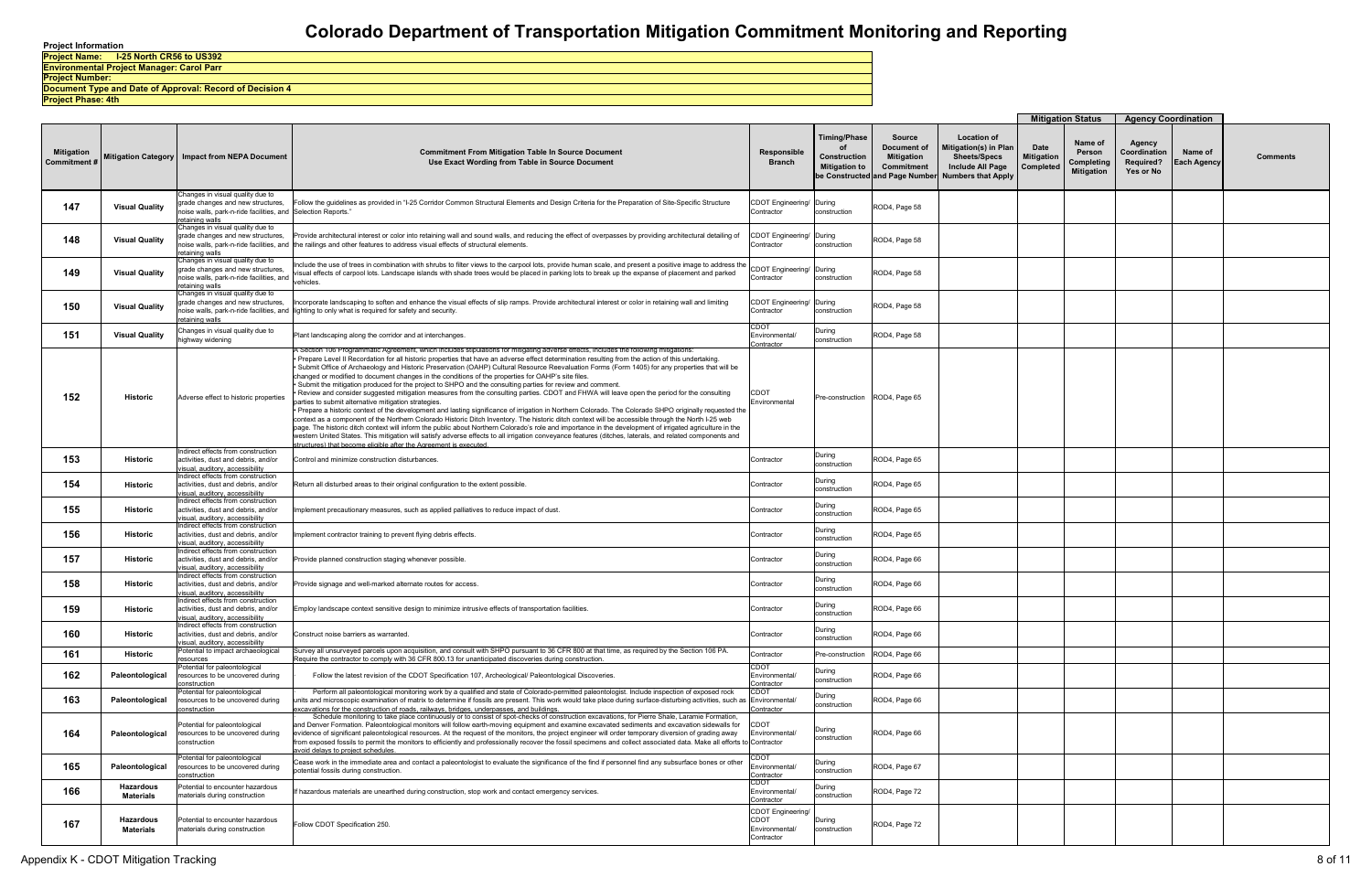# Colorado Department of Transportation Mitigation Commitment Monitoring and Reporting

**Project Information**

**Project Name: I-25 North CR56 to US392**

**Environmental Project Manager: Carol Parr**

**Project Number:**

**Document Type and Date of Approval: Record of Decision 4**

**Project Phase: 4th**

| Mitigation Commitment # | Mitigation Category | Impact from NEPA Document | Commitment From Mitigation Table In Source Document Use Exact Wording from Table in Source Document | Responsible Branch | Timing/Phase of Construction Mitigation to be Constructed | Source Document of Mitigation Commitment and Page Number | Location of Mitigation(s) in Plan Sheets/Specs Include All Page Numbers that Apply | Mitigation Status: Date Mitigation Completed | Mitigation Status: Name of Person Completing Mitigation | Agency Coordination: Agency Coordination Required? Yes or No | Agency Coordination: Name of Each Agency | Comments |
|---|---|---|---|---|---|---|---|---|---|---|---|---|
| 147 | Visual Quality | Changes in visual quality due to grade changes and new structures, noise walls, park-n-ride facilities, and retaining walls | Follow the guidelines as provided in "I-25 Corridor Common Structural Elements and Design Criteria for the Preparation of Site-Specific Structure Selection Reports." | CDOT Engineering/ Contractor | During construction | ROD4, Page 58 | | | | | | |
| 148 | Visual Quality | Changes in visual quality due to grade changes and new structures, noise walls, park-n-ride facilities, and retaining walls | Provide architectural interest or color into retaining wall and sound walls, and reducing the effect of overpasses by providing architectural detailing of the railings and other features to address visual effects of structural elements. | CDOT Engineering/ Contractor | During construction | ROD4, Page 58 | | | | | | |
| 149 | Visual Quality | Changes in visual quality due to grade changes and new structures, noise walls, park-n-ride facilities, and retaining walls | Include the use of trees in combination with shrubs to filter views to the carpool lots, provide human scale, and present a positive image to address the visual effects of carpool lots. Landscape islands with shade trees would be placed in parking lots to break up the expanse of placement and parked vehicles. | CDOT Engineering/ Contractor | During construction | ROD4, Page 58 | | | | | | |
| 150 | Visual Quality | Changes in visual quality due to grade changes and new structures, noise walls, park-n-ride facilities, and retaining walls | Incorporate landscaping to soften and enhance the visual effects of slip ramps. Provide architectural interest or color in retaining wall and limiting lighting to only what is required for safety and security. | CDOT Engineering/ Contractor | During construction | ROD4, Page 58 | | | | | | |
| 151 | Visual Quality | Changes in visual quality due to highway widening | Plant landscaping along the corridor and at interchanges. | CDOT Environmental/ Contractor | During construction | ROD4, Page 58 | | | | | | |
| 152 | Historic | Adverse effect to historic properties | A Section 106 Programmatic Agreement, which includes stipulations for mitigating adverse effects, includes the following mitigations:<br>• Prepare Level II Recordation for all historic properties that have an adverse effect determination resulting from the action of this undertaking.<br>• Submit Office of Archaeology and Historic Preservation (OAHP) Cultural Resource Reevaluation Forms (Form 1405) for any properties that will be changed or modified to document changes in the conditions of the properties for OAHP's site files.<br>• Submit the mitigation produced for the project to SHPO and the consulting parties for review and comment.<br>• Review and consider suggested mitigation measures from the consulting parties. CDOT and FHWA will leave open the period for the consulting parties to submit alternative mitigation strategies.<br>• Prepare a historic context of the development and lasting significance of irrigation in Northern Colorado. The Colorado SHPO originally requested the context as a component of the Northern Colorado Historic Ditch Inventory. The historic ditch context will be accessible through the North I-25 web page. The historic ditch context will inform the public about Northern Colorado's role and importance in the development of irrigated agriculture in the western United States. This mitigation will satisfy adverse effects to all irrigation conveyance features (ditches, laterals, and related components and structures) that become eligible after the Agreement is executed. | CDOT Environmental | Pre-construction | ROD4, Page 65 | | | | | | |
| 153 | Historic | Indirect effects from construction activities, dust and debris, and/or visual, auditory, accessibility | Control and minimize construction disturbances. | Contractor | During construction | ROD4, Page 65 | | | | | | |
| 154 | Historic | Indirect effects from construction activities, dust and debris, and/or visual, auditory, accessibility | Return all disturbed areas to their original configuration to the extent possible. | Contractor | During construction | ROD4, Page 65 | | | | | | |
| 155 | Historic | Indirect effects from construction activities, dust and debris, and/or visual, auditory, accessibility | Implement precautionary measures, such as applied palliatives to reduce impact of dust. | Contractor | During construction | ROD4, Page 65 | | | | | | |
| 156 | Historic | Indirect effects from construction activities, dust and debris, and/or visual, auditory, accessibility | Implement contractor training to prevent flying debris effects. | Contractor | During construction | ROD4, Page 65 | | | | | | |
| 157 | Historic | Indirect effects from construction activities, dust and debris, and/or visual, auditory, accessibility | Provide planned construction staging whenever possible. | Contractor | During construction | ROD4, Page 66 | | | | | | |
| 158 | Historic | Indirect effects from construction activities, dust and debris, and/or visual, auditory, accessibility | Provide signage and well-marked alternate routes for access. | Contractor | During construction | ROD4, Page 66 | | | | | | |
| 159 | Historic | Indirect effects from construction activities, dust and debris, and/or visual, auditory, accessibility | Employ landscape context sensitive design to minimize intrusive effects of transportation facilities. | Contractor | During construction | ROD4, Page 66 | | | | | | |
| 160 | Historic | Indirect effects from construction activities, dust and debris, and/or visual, auditory, accessibility | Construct noise barriers as warranted. | Contractor | During construction | ROD4, Page 66 | | | | | | |
| 161 | Historic | Potential to impact archaeological resources | Survey all unsurveyed parcels upon acquisition, and consult with SHPO pursuant to 36 CFR 800 at that time, as required by the Section 106 PA. Require the contractor to comply with 36 CFR 800.13 for unanticipated discoveries during construction. | Contractor | Pre-construction | ROD4, Page 66 | | | | | | |
| 162 | Paleontological | Potential for paleontological resources to be uncovered during construction | Follow the latest revision of the CDOT Specification 107, Archeological/ Paleontological Discoveries. | CDOT Environmental/ Contractor | During construction | ROD4, Page 66 | | | | | | |
| 163 | Paleontological | Potential for paleontological resources to be uncovered during construction | Perform all paleontological monitoring work by a qualified and state of Colorado-permitted paleontologist. Include inspection of exposed rock units and microscopic examination of matrix to determine if fossils are present. This work would take place during surface-disturbing activities, such as excavations for the construction of roads, railways, bridges, underpasses, and buildings. | CDOT Environmental/ Contractor | During construction | ROD4, Page 66 | | | | | | |
| 164 | Paleontological | Potential for paleontological resources to be uncovered during construction | Schedule monitoring to take place continuously or to consist of spot-checks of construction excavations, for Pierre Shale, Laramie Formation, and Denver Formation. Paleontological monitors will follow earth-moving equipment and examine excavated sediments and excavation sidewalls for evidence of significant paleontological resources. At the request of the monitors, the project engineer will order temporary diversion of grading away from exposed fossils to permit the monitors to efficiently and professionally recover the fossil specimens and collect associated data. Make all efforts to avoid delays to project schedules. | CDOT Environmental/ Contractor | During construction | ROD4, Page 66 | | | | | | |
| 165 | Paleontological | Potential for paleontological resources to be uncovered during construction | Cease work in the immediate area and contact a paleontologist to evaluate the significance of the find if personnel find any subsurface bones or other potential fossils during construction. | CDOT Environmental/ Contractor | During construction | ROD4, Page 67 | | | | | | |
| 166 | Hazardous Materials | Potential to encounter hazardous materials during construction | If hazardous materials are unearthed during construction, stop work and contact emergency services. | CDOT Environmental/ Contractor | During construction | ROD4, Page 72 | | | | | | |
| 167 | Hazardous Materials | Potential to encounter hazardous materials during construction | Follow CDOT Specification 250. | CDOT Engineering/ CDOT Environmental/ Contractor | During construction | ROD4, Page 72 | | | | | | |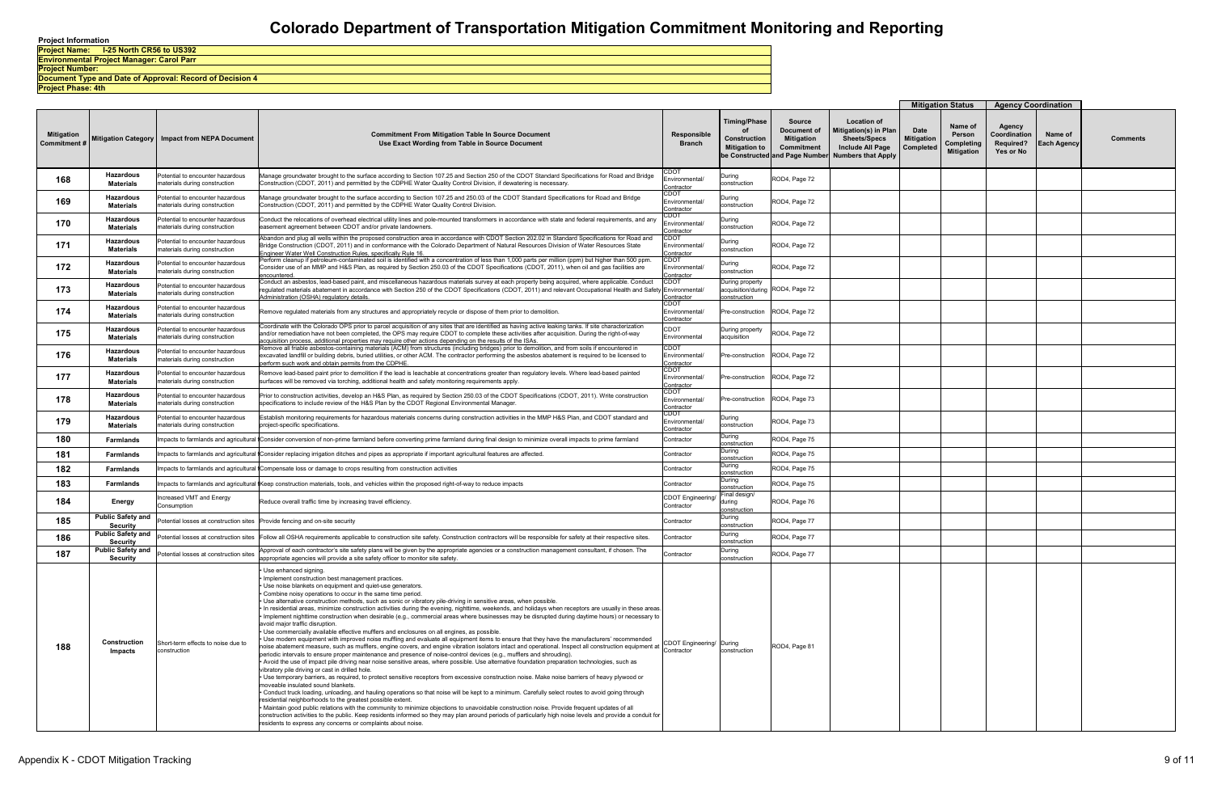# Colorado Department of Transportation Mitigation Commitment Monitoring and Reporting

**Project Information**

**Project Name: I-25 North CR56 to US392**

**Environmental Project Manager: Carol Parr**

**Project Number:**

**Document Type and Date of Approval: Record of Decision 4**

**Project Phase: 4th**

| Mitigation Commitment # | Mitigation Category | Impact from NEPA Document | Commitment From Mitigation Table In Source Document Use Exact Wording from Table in Source Document | Responsible Branch | Timing/Phase of Construction Mitigation to be Constructed | Source Document of Mitigation Commitment and Page Number | Location of Mitigation(s) in Plan Sheets/Specs Include All Page Numbers that Apply | Mitigation Status: Date Mitigation Completed | Mitigation Status: Name of Person Completing Mitigation | Agency Coordination: Agency Coordination Required? Yes or No | Agency Coordination: Name of Each Agency | Comments |
|---|---|---|---|---|---|---|---|---|---|---|---|---|
| 168 | Hazardous Materials | Potential to encounter hazardous materials during construction | Manage groundwater brought to the surface according to Section 107.25 and Section 250 of the CDOT Standard Specifications for Road and Bridge Construction (CDOT, 2011) and permitted by the CDPHE Water Quality Control Division, if dewatering is necessary. | CDOT Environmental/ Contractor | During construction | ROD4, Page 72 | | | | | | |
| 169 | Hazardous Materials | Potential to encounter hazardous materials during construction | Manage groundwater brought to the surface according to Section 107.25 and 250.03 of the CDOT Standard Specifications for Road and Bridge Construction (CDOT, 2011) and permitted by the CDPHE Water Quality Control Division. | CDOT Environmental/ Contractor | During construction | ROD4, Page 72 | | | | | | |
| 170 | Hazardous Materials | Potential to encounter hazardous materials during construction | Conduct the relocations of overhead electrical utility lines and pole-mounted transformers in accordance with state and federal requirements, and any easement agreement between CDOT and/or private landowners. | CDOT Environmental/ Contractor | During construction | ROD4, Page 72 | | | | | | |
| 171 | Hazardous Materials | Potential to encounter hazardous materials during construction | Abandon and plug all wells within the proposed construction area in accordance with CDOT Section 202.02 in Standard Specifications for Road and Bridge Construction (CDOT, 2011) and in conformance with the Colorado Department of Natural Resources Division of Water Resources State Engineer Water Well Construction Rules, specifically Rule 16. | CDOT Environmental/ Contractor | During construction | ROD4, Page 72 | | | | | | |
| 172 | Hazardous Materials | Potential to encounter hazardous materials during construction | Perform cleanup if petroleum-contaminated soil is identified with a concentration of less than 1,000 parts per million (ppm) but higher than 500 ppm. Consider use of an MMP and H&S Plan, as required by Section 250.03 of the CDOT Specifications (CDOT, 2011), when oil and gas facilities are encountered. | CDOT Environmental/ Contractor | During construction | ROD4, Page 72 | | | | | | |
| 173 | Hazardous Materials | Potential to encounter hazardous materials during construction | Conduct an asbestos, lead-based paint, and miscellaneous hazardous materials survey at each property being acquired, where applicable. Conduct regulated materials abatement in accordance with Section 250 of the CDOT Specifications (CDOT, 2011) and relevant Occupational Health and Safety Administration (OSHA) regulatory details. | CDOT Environmental/ Contractor | During property acquisition/during construction | ROD4, Page 72 | | | | | | |
| 174 | Hazardous Materials | Potential to encounter hazardous materials during construction | Remove regulated materials from any structures and appropriately recycle or dispose of them prior to demolition. | CDOT Environmental/ Contractor | Pre-construction | ROD4, Page 72 | | | | | | |
| 175 | Hazardous Materials | Potential to encounter hazardous materials during construction | Coordinate with the Colorado OPS prior to parcel acquisition of any sites that are identified as having active leaking tanks. If site characterization and/or remediation have not been completed, the OPS may require CDOT to complete these activities after acquisition. During the right-of-way acquisition process, additional properties may require other actions depending on the results of the ISAs. | CDOT Environmental | During property acquisition | ROD4, Page 72 | | | | | | |
| 176 | Hazardous Materials | Potential to encounter hazardous materials during construction | Remove all friable asbestos-containing materials (ACM) from structures (including bridges) prior to demolition, and from soils if encountered in excavated landfill or building debris, buried utilities, or other ACM. The contractor performing the asbestos abatement is required to be licensed to perform such work and obtain permits from the CDPHE. | CDOT Environmental/ Contractor | Pre-construction | ROD4, Page 72 | | | | | | |
| 177 | Hazardous Materials | Potential to encounter hazardous materials during construction | Remove lead-based paint prior to demolition if the lead is leachable at concentrations greater than regulatory levels. Where lead-based painted surfaces will be removed via torching, additional health and safety monitoring requirements apply. | CDOT Environmental/ Contractor | Pre-construction | ROD4, Page 72 | | | | | | |
| 178 | Hazardous Materials | Potential to encounter hazardous materials during construction | Prior to construction activities, develop an H&S Plan, as required by Section 250.03 of the CDOT Specifications (CDOT, 2011). Write construction specifications to include review of the H&S Plan by the CDOT Regional Environmental Manager. | CDOT Environmental/ Contractor | Pre-construction | ROD4, Page 73 | | | | | | |
| 179 | Hazardous Materials | Potential to encounter hazardous materials during construction | Establish monitoring requirements for hazardous materials concerns during construction activities in the MMP H&S Plan, and CDOT standard and project-specific specifications. | CDOT Environmental/ Contractor | During construction | ROD4, Page 73 | | | | | | |
| 180 | Farmlands | Impacts to farmlands and agricultural f | Consider conversion of non-prime farmland before converting prime farmland during final design to minimize overall impacts to prime farmland | Contractor | During construction | ROD4, Page 75 | | | | | | |
| 181 | Farmlands | Impacts to farmlands and agricultural f | Consider replacing irrigation ditches and pipes as appropriate if important agricultural features are affected. | Contractor | During construction | ROD4, Page 75 | | | | | | |
| 182 | Farmlands | Impacts to farmlands and agricultural f | Compensate loss or damage to crops resulting from construction activities | Contractor | During construction | ROD4, Page 75 | | | | | | |
| 183 | Farmlands | Impacts to farmlands and agricultural f | Keep construction materials, tools, and vehicles within the proposed right-of-way to reduce impacts | Contractor | During construction | ROD4, Page 75 | | | | | | |
| 184 | Energy | Increased VMT and Energy Consumption | Reduce overall traffic time by increasing travel efficiency. | CDOT Engineering/ Contractor | Final design/ during construction | ROD4, Page 76 | | | | | | |
| 185 | Public Safety and Security | Potential losses at construction sites | Provide fencing and on-site security | Contractor | During construction | ROD4, Page 77 | | | | | | |
| 186 | Public Safety and Security | Potential losses at construction sites | Follow all OSHA requirements applicable to construction site safety. Construction contractors will be responsible for safety at their respective sites. | Contractor | During construction | ROD4, Page 77 | | | | | | |
| 187 | Public Safety and Security | Potential losses at construction sites | Approval of each contractor's site safety plans will be given by the appropriate agencies or a construction management consultant, if chosen. The appropriate agencies will provide a site safety officer to monitor site safety. | Contractor | During construction | ROD4, Page 77 | | | | | | |
| 188 | Construction Impacts | Short-term effects to noise due to construction | • Use enhanced signing.<br>• Implement construction best management practices.<br>• Use noise blankets on equipment and quiet-use generators.<br>• Combine noisy operations to occur in the same time period.<br>• Use alternative construction methods, such as sonic or vibratory pile-driving in sensitive areas, when possible.<br>• In residential areas, minimize construction activities during the evening, nighttime, weekends, and holidays when receptors are usually in these areas.<br>• Implement nighttime construction when desirable (e.g., commercial areas where businesses may be disrupted during daytime hours) or necessary to avoid major traffic disruption.<br>• Use commercially available effective mufflers and enclosures on all engines, as possible.<br>• Use modern equipment with improved noise muffling and evaluate all equipment items to ensure that they have the manufacturers' recommended noise abatement measure, such as mufflers, engine covers, and engine vibration isolators intact and operational. Inspect all construction equipment at periodic intervals to ensure proper maintenance and presence of noise-control devices (e.g., mufflers and shrouding).<br>• Avoid the use of impact pile driving near noise sensitive areas, where possible. Use alternative foundation preparation technologies, such as vibratory pile driving or cast in drilled hole.<br>• Use temporary barriers, as required, to protect sensitive receptors from excessive construction noise. Make noise barriers of heavy plywood or moveable insulated sound blankets.<br>• Conduct truck loading, unloading, and hauling operations so that noise will be kept to a minimum. Carefully select routes to avoid going through residential neighborhoods to the greatest possible extent.<br>• Maintain good public relations with the community to minimize objections to unavoidable construction noise. Provide frequent updates of all construction activities to the public. Keep residents informed so they may plan around periods of particularly high noise levels and provide a conduit for residents to express any concerns or complaints about noise. | CDOT Engineering/ Contractor | During construction | ROD4, Page 81 | | | | | | |

Appendix K - CDOT Mitigation Tracking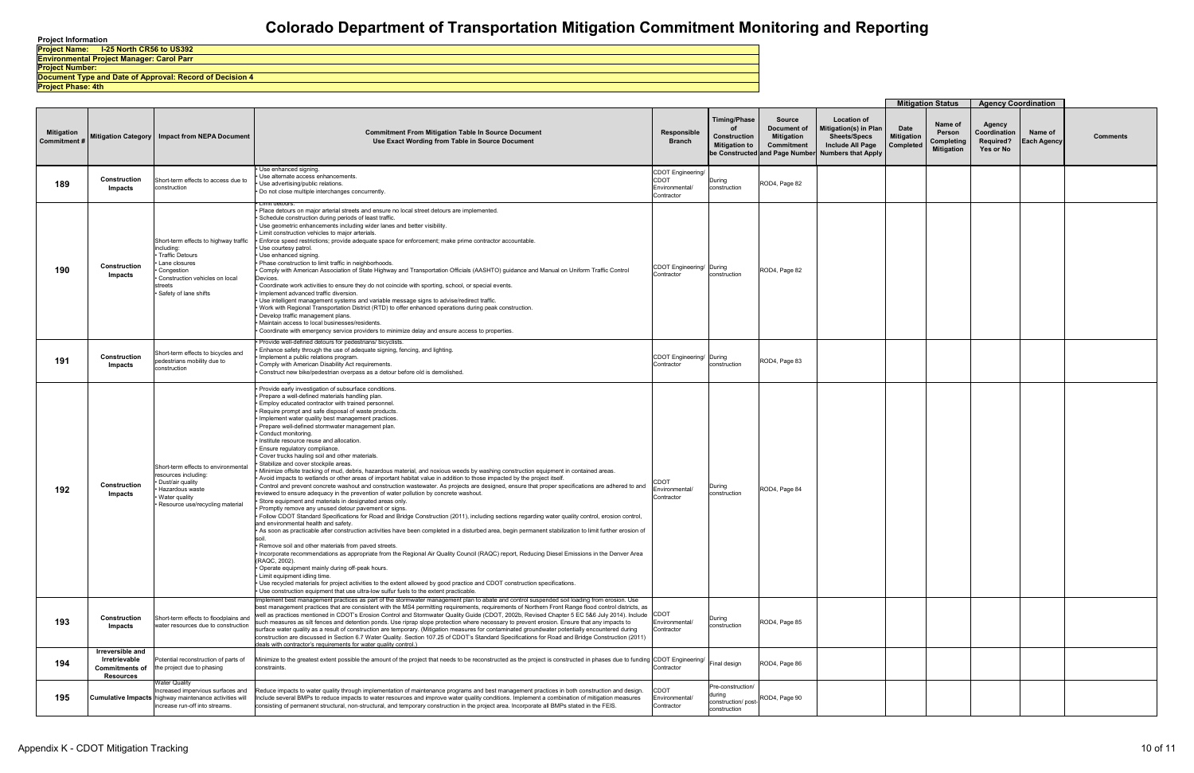# Colorado Department of Transportation Mitigation Commitment Monitoring and Reporting

**Project Information**

**Project Name: I-25 North CR56 to US392**

**Environmental Project Manager: Carol Parr**

**Project Number:**

**Document Type and Date of Approval: Record of Decision 4**

**Project Phase: 4th**

| Mitigation Commitment # | Mitigation Category | Impact from NEPA Document | Commitment From Mitigation Table In Source Document Use Exact Wording from Table in Source Document | Responsible Branch | Timing/Phase of Construction Mitigation to be Constructed | Source Document of Mitigation Commitment and Page Number | Location of Mitigation(s) in Plan Sheets/Specs Include All Page Numbers that Apply | Mitigation Status: Date Mitigation Completed | Mitigation Status: Name of Person Completing Mitigation | Agency Coordination: Agency Coordination Required? Yes or No | Agency Coordination: Name of Each Agency | Comments |
|---|---|---|---|---|---|---|---|---|---|---|---|---|
| 189 | Construction Impacts | Short-term effects to access due to construction | • Use enhanced signing.<br>• Use alternate access enhancements.<br>• Use advertising/public relations.<br>• Do not close multiple interchanges concurrently. | CDOT Engineering/ CDOT Environmental/ Contractor | During construction | ROD4, Page 82 | | | | | | |
| 190 | Construction Impacts | Short-term effects to highway traffic including:<br>• Traffic Detours<br>• Lane closures<br>• Congestion<br>• Construction vehicles on local streets<br>• Safety of lane shifts | • Limit detours.<br>• Place detours on major arterial streets and ensure no local street detours are implemented.<br>• Schedule construction during periods of least traffic.<br>• Use geometric enhancements including wider lanes and better visibility.<br>• Limit construction vehicles to major arterials.<br>• Enforce speed restrictions; provide adequate space for enforcement; make prime contractor accountable.<br>• Use courtesy patrol.<br>• Use enhanced signing.<br>• Phase construction to limit traffic in neighborhoods.<br>• Comply with American Association of State Highway and Transportation Officials (AASHTO) guidance and Manual on Uniform Traffic Control Devices.<br>• Coordinate work activities to ensure they do not coincide with sporting, school, or special events.<br>• Implement advanced traffic diversion.<br>• Use intelligent management systems and variable message signs to advise/redirect traffic.<br>• Work with Regional Transportation District (RTD) to offer enhanced operations during peak construction.<br>• Develop traffic management plans.<br>• Maintain access to local businesses/residents.<br>• Coordinate with emergency service providers to minimize delay and ensure access to properties. | CDOT Engineering/ Contractor | During construction | ROD4, Page 82 | | | | | | |
| 191 | Construction Impacts | Short-term effects to bicycles and pedestrians mobility due to construction | • Provide well-defined detours for pedestrians/ bicyclists.<br>• Enhance safety through the use of adequate signing, fencing, and lighting.<br>• Implement a public relations program.<br>• Comply with American Disability Act requirements.<br>• Construct new bike/pedestrian overpass as a detour before old is demolished. | CDOT Engineering/ Contractor | During construction | ROD4, Page 83 | | | | | | |
| 192 | Construction Impacts | Short-term effects to environmental resources including:<br>• Dust/air quality<br>• Hazardous waste<br>• Water quality<br>• Resource use/recycling material | • Provide early investigation of subsurface conditions.<br>• Prepare a well-defined materials handling plan.<br>• Employ educated contractor with trained personnel.<br>• Require prompt and safe disposal of waste products.<br>• Implement water quality best management practices.<br>• Prepare well-defined stormwater management plan.<br>• Conduct monitoring.<br>• Institute resource reuse and allocation.<br>• Ensure regulatory compliance.<br>• Cover trucks hauling soil and other materials.<br>• Stabilize and cover stockpile areas.<br>• Minimize offsite tracking of mud, debris, hazardous material, and noxious weeds by washing construction equipment in contained areas.<br>• Avoid impacts to wetlands or other areas of important habitat value in addition to those impacted by the project itself.<br>• Control and prevent concrete washout and construction wastewater. As projects are designed, ensure that proper specifications are adhered to and reviewed to ensure adequacy in the prevention of water pollution by concrete washout.<br>• Store equipment and materials in designated areas only.<br>• Promptly remove any unused detour pavement or signs.<br>• Follow CDOT Standard Specifications for Road and Bridge Construction (2011), including sections regarding water quality control, erosion control, and environmental health and safety.<br>• As soon as practicable after construction activities have been completed in a disturbed area, begin permanent stabilization to limit further erosion of soil.<br>• Remove soil and other materials from paved streets.<br>• Incorporate recommendations as appropriate from the Regional Air Quality Council (RAQC) report, Reducing Diesel Emissions in the Denver Area (RAQC, 2002).<br>• Operate equipment mainly during off-peak hours.<br>• Limit equipment idling time.<br>• Use recycled materials for project activities to the extent allowed by good practice and CDOT construction specifications.<br>• Use construction equipment that use ultra-low sulfur fuels to the extent practicable. | CDOT Environmental/ Contractor | During construction | ROD4, Page 84 | | | | | | |
| 193 | Construction Impacts | Short-term effects to floodplains and water resources due to construction | Implement best management practices as part of the stormwater management plan to abate and control suspended soil loading from erosion. Use best management practices that are consistent with the MS4 permitting requirements, requirements of Northern Front Range flood control districts, as well as practices mentioned in CDOT's Erosion Control and Stormwater Quality Guide (CDOT, 2002b, Revised Chapter 5 EC 5&6 July 2014). Include such measures as silt fences and detention ponds. Use riprap slope protection where necessary to prevent erosion. Ensure that any impacts to surface water quality as a result of construction are temporary. (Mitigation measures for contaminated groundwater potentially encountered during construction are discussed in Section 6.7 Water Quality. Section 107.25 of CDOT's Standard Specifications for Road and Bridge Construction (2011) deals with contractor's requirements for water quality control.) | CDOT Environmental/ Contractor | During construction | ROD4, Page 85 | | | | | | |
| 194 | Irreversible and Irretrievable Commitments of Resources | Potential reconstruction of parts of the project due to phasing | Minimize to the greatest extent possible the amount of the project that needs to be reconstructed as the project is constructed in phases due to funding constraints. | CDOT Engineering/ Contractor | Final design | ROD4, Page 86 | | | | | | |
| 195 | Cumulative Impacts | Water Quality<br>Increased impervious surfaces and highway maintenance activities will increase run-off into streams. | Reduce impacts to water quality through implementation of maintenance programs and best management practices in both construction and design. Include several BMPs to reduce impacts to water resources and improve water quality conditions. Implement a combination of mitigation measures consisting of permanent structural, non-structural, and temporary construction in the project area. Incorporate all BMPs stated in the FEIS. | CDOT Environmental/ Contractor | Pre-construction/ during construction/ post-construction | ROD4, Page 90 | | | | | | |

Appendix K - CDOT Mitigation Tracking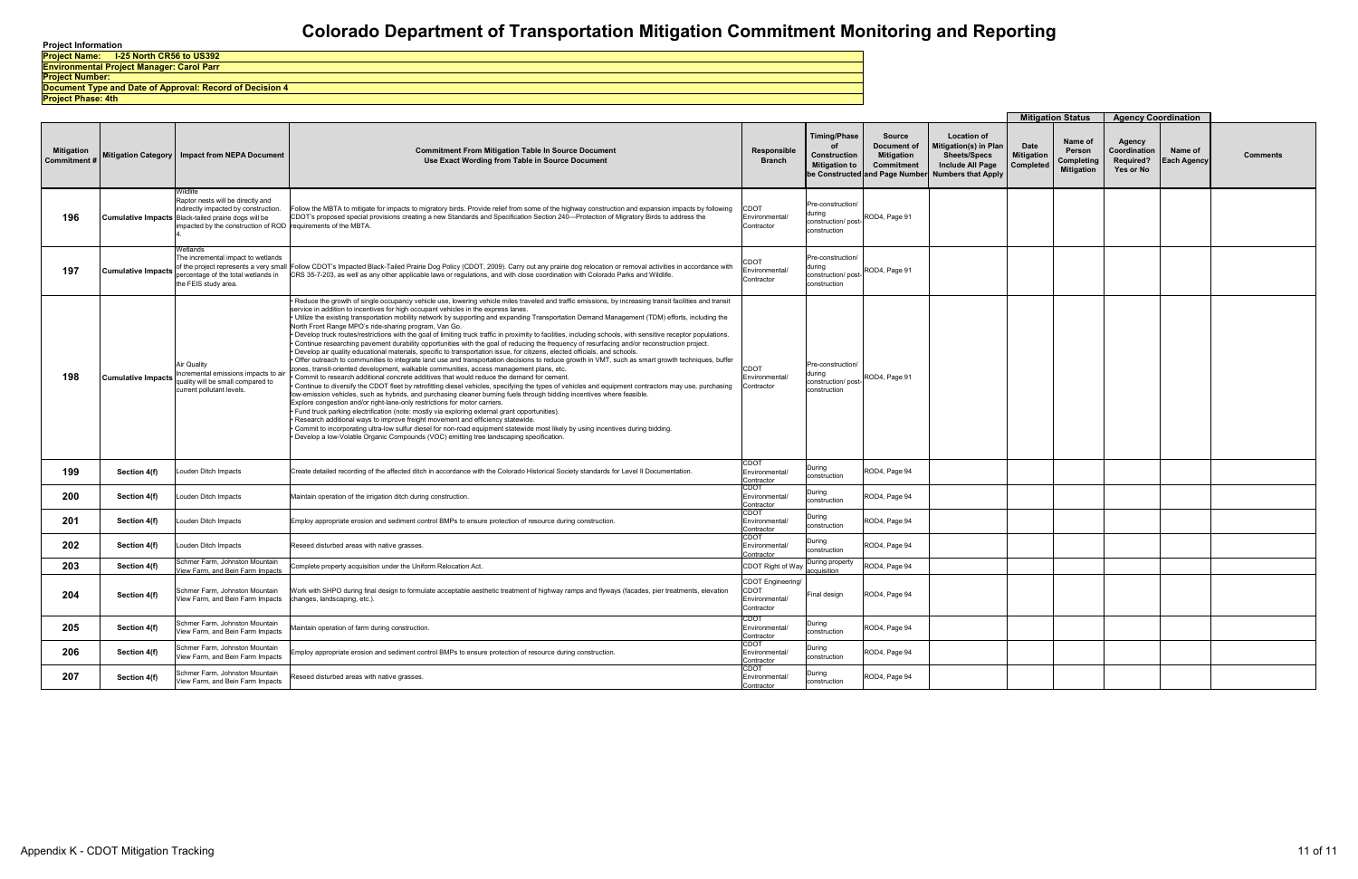# Colorado Department of Transportation Mitigation Commitment Monitoring and Reporting

**Project Information**

**Project Name: I-25 North CR56 to US392**

**Environmental Project Manager: Carol Parr**

**Project Number:**

**Document Type and Date of Approval: Record of Decision 4**

**Project Phase: 4th**

| Mitigation Commitment # | Mitigation Category | Impact from NEPA Document | Commitment From Mitigation Table In Source Document Use Exact Wording from Table in Source Document | Responsible Branch | Timing/Phase of Construction Mitigation to be Constructed | Source Document of Mitigation Commitment and Page Number | Location of Mitigation(s) in Plan Sheets/Specs Include All Page Numbers that Apply | Mitigation Status: Date Mitigation Completed | Mitigation Status: Name of Person Completing Mitigation | Agency Coordination: Agency Coordination Required? Yes or No | Agency Coordination: Name of Each Agency | Comments |
|---|---|---|---|---|---|---|---|---|---|---|---|---|
| 196 | Cumulative Impacts | Wildlife Raptor nests will be directly and indirectly impacted by construction. Black-tailed prairie dogs will be impacted by the construction of ROD 4. | Follow the MBTA to mitigate for impacts to migratory birds. Provide relief from some of the highway construction and expansion impacts by following CDOT's proposed special provisions creating a new Standards and Specification Section 240—Protection of Migratory Birds to address the requirements of the MBTA. | CDOT Environmental/ Contractor | Pre-construction/ during construction/ post-construction | ROD4, Page 91 | | | | | | |
| 197 | Cumulative Impacts | Wetlands The incremental impact to wetlands of the project represents a very small percentage of the total wetlands in the FEIS study area. | Follow CDOT's Impacted Black-Tailed Prairie Dog Policy (CDOT, 2009). Carry out any prairie dog relocation or removal activities in accordance with CRS 35-7-203, as well as any other applicable laws or regulations, and with close coordination with Colorado Parks and Wildlife. | CDOT Environmental/ Contractor | Pre-construction/ during construction/ post-construction | ROD4, Page 91 | | | | | | |
| 198 | Cumulative Impacts | Air Quality Incremental emissions impacts to air quality will be small compared to current pollutant levels. | • Reduce the growth of single occupancy vehicle use, lowering vehicle miles traveled and traffic emissions, by increasing transit facilities and transit service in addition to incentives for high occupant vehicles in the express lanes.<br>• Utilize the existing transportation mobility network by supporting and expanding Transportation Demand Management (TDM) efforts, including the North Front Range MPO's ride-sharing program, Van Go.<br>• Develop truck routes/restrictions with the goal of limiting truck traffic in proximity to facilities, including schools, with sensitive receptor populations.<br>• Continue researching pavement durability opportunities with the goal of reducing the frequency of resurfacing and/or reconstruction project.<br>• Develop air quality educational materials, specific to transportation issue, for citizens, elected officials, and schools.<br>• Offer outreach to communities to integrate land use and transportation decisions to reduce growth in VMT, such as smart growth techniques, buffer zones, transit-oriented development, walkable communities, access management plans, etc.<br>• Commit to research additional concrete additives that would reduce the demand for cement.<br>• Continue to diversify the CDOT fleet by retrofitting diesel vehicles, specifying the types of vehicles and equipment contractors may use, purchasing low-emission vehicles, such as hybrids, and purchasing cleaner burning fuels through bidding incentives where feasible.<br>Explore congestion and/or right-lane-only restrictions for motor carriers.<br>• Fund truck parking electrification (note: mostly via exploring external grant opportunities).<br>• Research additional ways to improve freight movement and efficiency statewide.<br>• Commit to incorporating ultra-low sulfur diesel for non-road equipment statewide most likely by using incentives during bidding.<br>• Develop a low-Volatile Organic Compounds (VOC) emitting tree landscaping specification. | CDOT Environmental/ Contractor | Pre-construction/ during construction/ post-construction | ROD4, Page 91 | | | | | | |
| 199 | Section 4(f) | Louden Ditch Impacts | Create detailed recording of the affected ditch in accordance with the Colorado Historical Society standards for Level II Documentation. | CDOT Environmental/ Contractor | During construction | ROD4, Page 94 | | | | | | |
| 200 | Section 4(f) | Louden Ditch Impacts | Maintain operation of the irrigation ditch during construction. | CDOT Environmental/ Contractor | During construction | ROD4, Page 94 | | | | | | |
| 201 | Section 4(f) | Louden Ditch Impacts | Employ appropriate erosion and sediment control BMPs to ensure protection of resource during construction. | CDOT Environmental/ Contractor | During construction | ROD4, Page 94 | | | | | | |
| 202 | Section 4(f) | Louden Ditch Impacts | Reseed disturbed areas with native grasses. | CDOT Environmental/ Contractor | During construction | ROD4, Page 94 | | | | | | |
| 203 | Section 4(f) | Schmer Farm, Johnston Mountain View Farm, and Bein Farm Impacts | Complete property acquisition under the Uniform Relocation Act. | CDOT Right of Way | During property acquisition | ROD4, Page 94 | | | | | | |
| 204 | Section 4(f) | Schmer Farm, Johnston Mountain View Farm, and Bein Farm Impacts | Work with SHPO during final design to formulate acceptable aesthetic treatment of highway ramps and flyways (facades, pier treatments, elevation changes, landscaping, etc.). | CDOT Engineering/ CDOT Environmental/ Contractor | Final design | ROD4, Page 94 | | | | | | |
| 205 | Section 4(f) | Schmer Farm, Johnston Mountain View Farm, and Bein Farm Impacts | Maintain operation of farm during construction. | CDOT Environmental/ Contractor | During construction | ROD4, Page 94 | | | | | | |
| 206 | Section 4(f) | Schmer Farm, Johnston Mountain View Farm, and Bein Farm Impacts | Employ appropriate erosion and sediment control BMPs to ensure protection of resource during construction. | CDOT Environmental/ Contractor | During construction | ROD4, Page 94 | | | | | | |
| 207 | Section 4(f) | Schmer Farm, Johnston Mountain View Farm, and Bein Farm Impacts | Reseed disturbed areas with native grasses. | CDOT Environmental/ Contractor | During construction | ROD4, Page 94 | | | | | | |

Appendix K - CDOT Mitigation Tracking